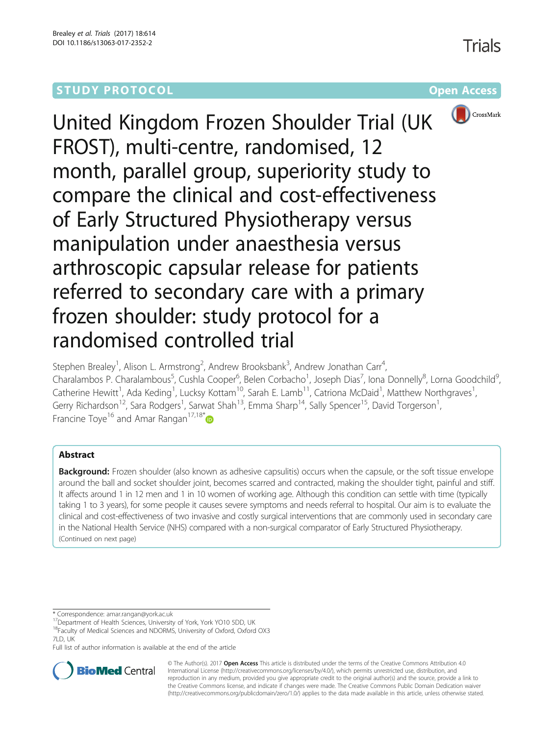STUDY PROTOCOL Open Access

# United Kingdom Frozen Shoulder Trial (UK FROST), multi-centre, randomised, 12 month, parallel group, superiority study to compare the clinical and cost-effectiveness of Early Structured Physiotherapy versus manipulation under anaesthesia versus arthroscopic capsular release for patients referred to secondary care with a primary frozen shoulder: study protocol for a randomised controlled trial

Stephen Brealey[1], Alison L. Armstrong[2], Andrew Brooksbank[3], Andrew Jonathan Carr[4], Charalambos P. Charalambous[5], Cushla Cooper[6], Belen Corbacho[1], Joseph Dias[7], Iona Donnelly[8], Lorna Goodchild[9], Catherine Hewitt[1], Ada Keding[1], Lucksy Kottam[10], Sarah E. Lamb[11], Catriona McDaid[1], Matthew Northgraves[1], Gerry Richardson[12], Sara Rodgers[1], Sarwat Shah[13], Emma Sharp[14], Sally Spencer[15], David Torgerson[1], Francine Toye[16] and Amar Rangan[17,18*]

## Abstract

**Background:** Frozen shoulder (also known as adhesive capsulitis) occurs when the capsule, or the soft tissue envelope around the ball and socket shoulder joint, becomes scarred and contracted, making the shoulder tight, painful and stiff. It affects around 1 in 12 men and 1 in 10 women of working age. Although this condition can settle with time (typically taking 1 to 3 years), for some people it causes severe symptoms and needs referral to hospital. Our aim is to evaluate the clinical and cost-effectiveness of two invasive and costly surgical interventions that are commonly used in secondary care in the National Health Service (NHS) compared with a non-surgical comparator of Early Structured Physiotherapy.

(Continued on next page)

\* Correspondence: amar.rangan@york.ac.uk
[17]Department of Health Sciences, University of York, York YO10 5DD, UK
[18]Faculty of Medical Sciences and NDORMS, University of Oxford, Oxford OX3 7LD, UK
Full list of author information is available at the end of the article

© The Author(s). 2017 **Open Access** This article is distributed under the terms of the Creative Commons Attribution 4.0 International License (http://creativecommons.org/licenses/by/4.0/), which permits unrestricted use, distribution, and reproduction in any medium, provided you give appropriate credit to the original author(s) and the source, provide a link to the Creative Commons license, and indicate if changes were made. The Creative Commons Public Domain Dedication waiver (http://creativecommons.org/publicdomain/zero/1.0/) applies to the data made available in this article, unless otherwise stated.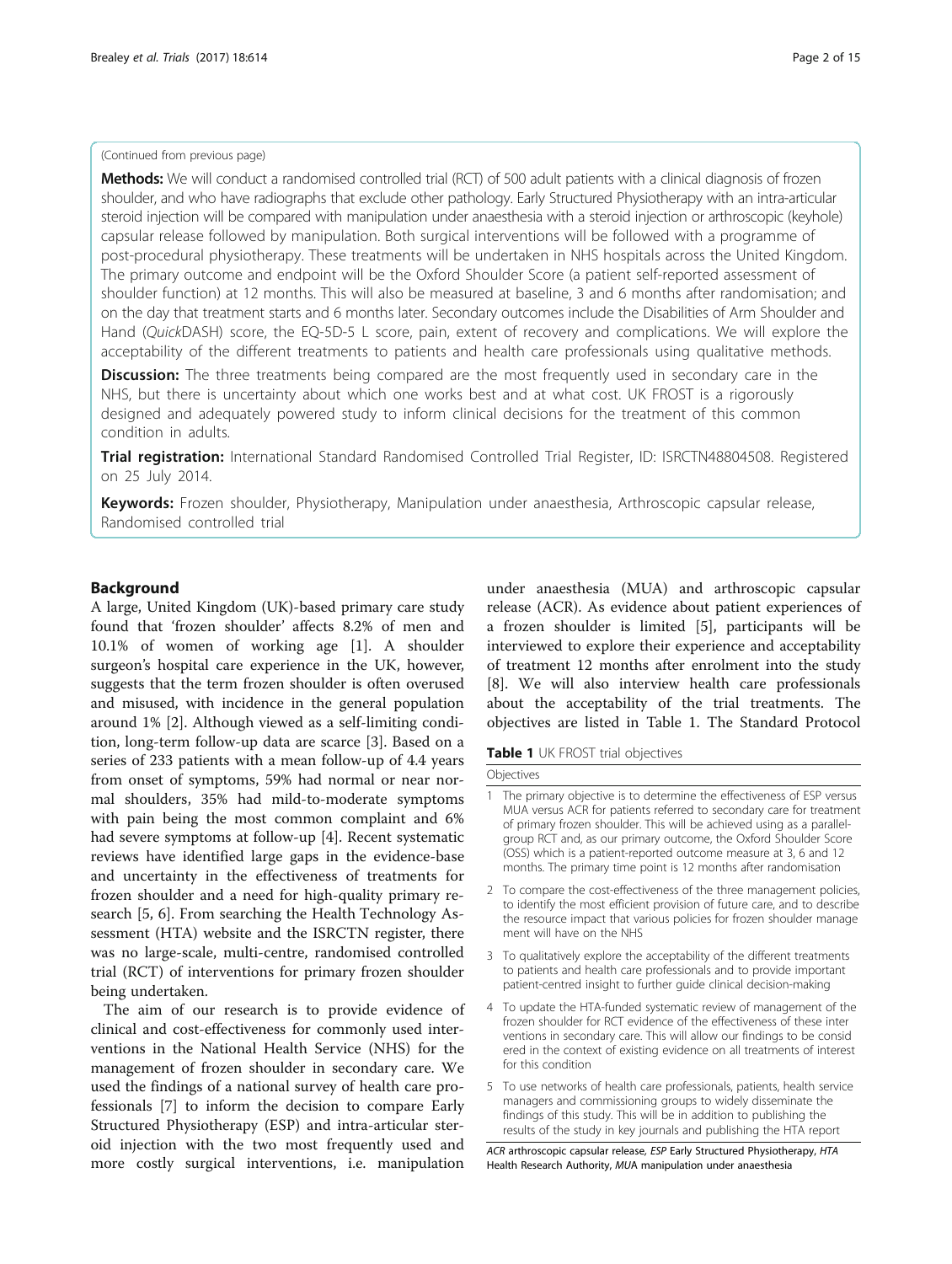(Continued from previous page)

**Methods:** We will conduct a randomised controlled trial (RCT) of 500 adult patients with a clinical diagnosis of frozen shoulder, and who have radiographs that exclude other pathology. Early Structured Physiotherapy with an intra-articular steroid injection will be compared with manipulation under anaesthesia with a steroid injection or arthroscopic (keyhole) capsular release followed by manipulation. Both surgical interventions will be followed with a programme of post-procedural physiotherapy. These treatments will be undertaken in NHS hospitals across the United Kingdom. The primary outcome and endpoint will be the Oxford Shoulder Score (a patient self-reported assessment of shoulder function) at 12 months. This will also be measured at baseline, 3 and 6 months after randomisation; and on the day that treatment starts and 6 months later. Secondary outcomes include the Disabilities of Arm Shoulder and Hand (*Quick*DASH) score, the EQ-5D-5 L score, pain, extent of recovery and complications. We will explore the acceptability of the different treatments to patients and health care professionals using qualitative methods.

**Discussion:** The three treatments being compared are the most frequently used in secondary care in the NHS, but there is uncertainty about which one works best and at what cost. UK FROST is a rigorously designed and adequately powered study to inform clinical decisions for the treatment of this common condition in adults.

**Trial registration:** International Standard Randomised Controlled Trial Register, ID: ISRCTN48804508. Registered on 25 July 2014.

**Keywords:** Frozen shoulder, Physiotherapy, Manipulation under anaesthesia, Arthroscopic capsular release, Randomised controlled trial

## Background

A large, United Kingdom (UK)-based primary care study found that 'frozen shoulder' affects 8.2% of men and 10.1% of women of working age [1]. A shoulder surgeon's hospital care experience in the UK, however, suggests that the term frozen shoulder is often overused and misused, with incidence in the general population around 1% [2]. Although viewed as a self-limiting condition, long-term follow-up data are scarce [3]. Based on a series of 233 patients with a mean follow-up of 4.4 years from onset of symptoms, 59% had normal or near normal shoulders, 35% had mild-to-moderate symptoms with pain being the most common complaint and 6% had severe symptoms at follow-up [4]. Recent systematic reviews have identified large gaps in the evidence-base and uncertainty in the effectiveness of treatments for frozen shoulder and a need for high-quality primary research [5, 6]. From searching the Health Technology Assessment (HTA) website and the ISRCTN register, there was no large-scale, multi-centre, randomised controlled trial (RCT) of interventions for primary frozen shoulder being undertaken.

The aim of our research is to provide evidence of clinical and cost-effectiveness for commonly used interventions in the National Health Service (NHS) for the management of frozen shoulder in secondary care. We used the findings of a national survey of health care professionals [7] to inform the decision to compare Early Structured Physiotherapy (ESP) and intra-articular steroid injection with the two most frequently used and more costly surgical interventions, i.e. manipulation under anaesthesia (MUA) and arthroscopic capsular release (ACR). As evidence about patient experiences of a frozen shoulder is limited [5], participants will be interviewed to explore their experience and acceptability of treatment 12 months after enrolment into the study [8]. We will also interview health care professionals about the acceptability of the trial treatments. The objectives are listed in Table 1. The Standard Protocol

**Table 1** UK FROST trial objectives

| | Objectives |
|---|---|
| 1 | The primary objective is to determine the effectiveness of ESP versus MUA versus ACR for patients referred to secondary care for treatment of primary frozen shoulder. This will be achieved using as a parallel-group RCT and, as our primary outcome, the Oxford Shoulder Score (OSS) which is a patient-reported outcome measure at 3, 6 and 12 months. The primary time point is 12 months after randomisation |
| 2 | To compare the cost-effectiveness of the three management policies, to identify the most efficient provision of future care, and to describe the resource impact that various policies for frozen shoulder management will have on the NHS |
| 3 | To qualitatively explore the acceptability of the different treatments to patients and health care professionals and to provide important patient-centred insight to further guide clinical decision-making |
| 4 | To update the HTA-funded systematic review of management of the frozen shoulder for RCT evidence of the effectiveness of these interventions in secondary care. This will allow our findings to be considered in the context of existing evidence on all treatments of interest for this condition |
| 5 | To use networks of health care professionals, patients, health service managers and commissioning groups to widely disseminate the findings of this study. This will be in addition to publishing the results of the study in key journals and publishing the HTA report |

*ACR* arthroscopic capsular release, *ESP* Early Structured Physiotherapy, *HTA* Health Research Authority, *MUA* manipulation under anaesthesia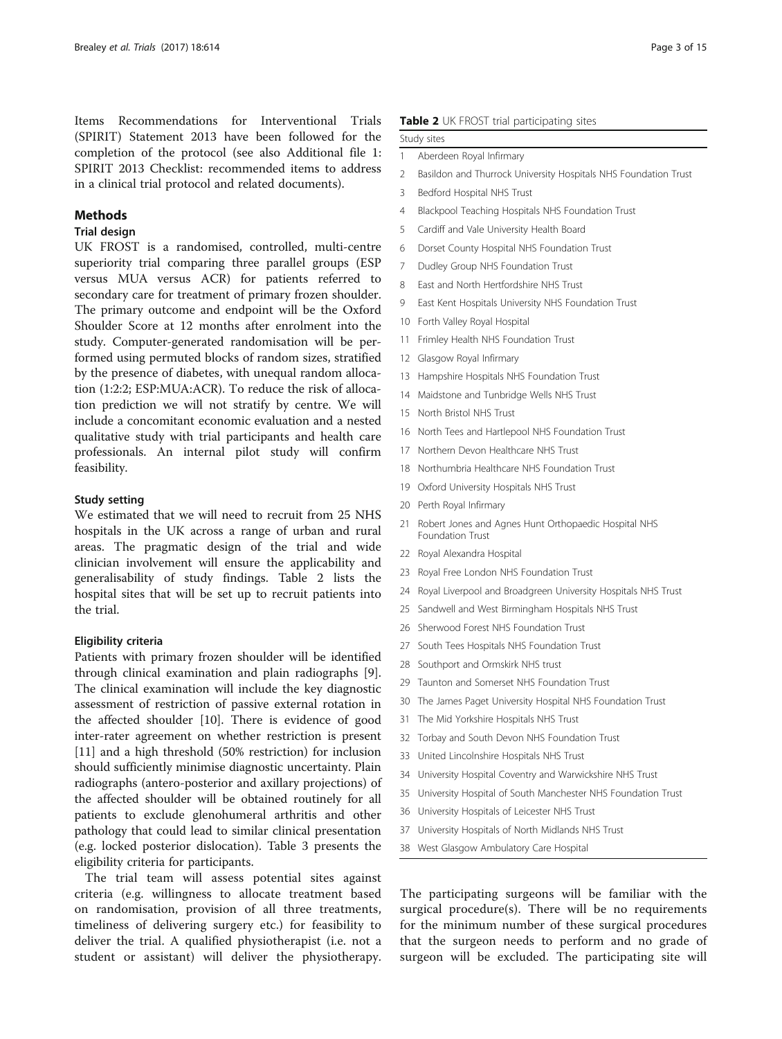Items Recommendations for Interventional Trials (SPIRIT) Statement 2013 have been followed for the completion of the protocol (see also Additional file 1: SPIRIT 2013 Checklist: recommended items to address in a clinical trial protocol and related documents).

## Methods

### Trial design

UK FROST is a randomised, controlled, multi-centre superiority trial comparing three parallel groups (ESP versus MUA versus ACR) for patients referred to secondary care for treatment of primary frozen shoulder. The primary outcome and endpoint will be the Oxford Shoulder Score at 12 months after enrolment into the study. Computer-generated randomisation will be performed using permuted blocks of random sizes, stratified by the presence of diabetes, with unequal random allocation (1:2:2; ESP:MUA:ACR). To reduce the risk of allocation prediction we will not stratify by centre. We will include a concomitant economic evaluation and a nested qualitative study with trial participants and health care professionals. An internal pilot study will confirm feasibility.

#### Study setting

We estimated that we will need to recruit from 25 NHS hospitals in the UK across a range of urban and rural areas. The pragmatic design of the trial and wide clinician involvement will ensure the applicability and generalisability of study findings. Table 2 lists the hospital sites that will be set up to recruit patients into the trial.

**Table 2** UK FROST trial participating sites

| | Study sites |
|---|---|
| 1 | Aberdeen Royal Infirmary |
| 2 | Basildon and Thurrock University Hospitals NHS Foundation Trust |
| 3 | Bedford Hospital NHS Trust |
| 4 | Blackpool Teaching Hospitals NHS Foundation Trust |
| 5 | Cardiff and Vale University Health Board |
| 6 | Dorset County Hospital NHS Foundation Trust |
| 7 | Dudley Group NHS Foundation Trust |
| 8 | East and North Hertfordshire NHS Trust |
| 9 | East Kent Hospitals University NHS Foundation Trust |
| 10 | Forth Valley Royal Hospital |
| 11 | Frimley Health NHS Foundation Trust |
| 12 | Glasgow Royal Infirmary |
| 13 | Hampshire Hospitals NHS Foundation Trust |
| 14 | Maidstone and Tunbridge Wells NHS Trust |
| 15 | North Bristol NHS Trust |
| 16 | North Tees and Hartlepool NHS Foundation Trust |
| 17 | Northern Devon Healthcare NHS Trust |
| 18 | Northumbria Healthcare NHS Foundation Trust |
| 19 | Oxford University Hospitals NHS Trust |
| 20 | Perth Royal Infirmary |
| 21 | Robert Jones and Agnes Hunt Orthopaedic Hospital NHS Foundation Trust |
| 22 | Royal Alexandra Hospital |
| 23 | Royal Free London NHS Foundation Trust |
| 24 | Royal Liverpool and Broadgreen University Hospitals NHS Trust |
| 25 | Sandwell and West Birmingham Hospitals NHS Trust |
| 26 | Sherwood Forest NHS Foundation Trust |
| 27 | South Tees Hospitals NHS Foundation Trust |
| 28 | Southport and Ormskirk NHS trust |
| 29 | Taunton and Somerset NHS Foundation Trust |
| 30 | The James Paget University Hospital NHS Foundation Trust |
| 31 | The Mid Yorkshire Hospitals NHS Trust |
| 32 | Torbay and South Devon NHS Foundation Trust |
| 33 | United Lincolnshire Hospitals NHS Trust |
| 34 | University Hospital Coventry and Warwickshire NHS Trust |
| 35 | University Hospital of South Manchester NHS Foundation Trust |
| 36 | University Hospitals of Leicester NHS Trust |
| 37 | University Hospitals of North Midlands NHS Trust |
| 38 | West Glasgow Ambulatory Care Hospital |

#### Eligibility criteria

Patients with primary frozen shoulder will be identified through clinical examination and plain radiographs [9]. The clinical examination will include the key diagnostic assessment of restriction of passive external rotation in the affected shoulder [10]. There is evidence of good inter-rater agreement on whether restriction is present [11] and a high threshold (50% restriction) for inclusion should sufficiently minimise diagnostic uncertainty. Plain radiographs (antero-posterior and axillary projections) of the affected shoulder will be obtained routinely for all patients to exclude glenohumeral arthritis and other pathology that could lead to similar clinical presentation (e.g. locked posterior dislocation). Table 3 presents the eligibility criteria for participants.

The trial team will assess potential sites against criteria (e.g. willingness to allocate treatment based on randomisation, provision of all three treatments, timeliness of delivering surgery etc.) for feasibility to deliver the trial. A qualified physiotherapist (i.e. not a student or assistant) will deliver the physiotherapy. The participating surgeons will be familiar with the surgical procedure(s). There will be no requirements for the minimum number of these surgical procedures that the surgeon needs to perform and no grade of surgeon will be excluded. The participating site will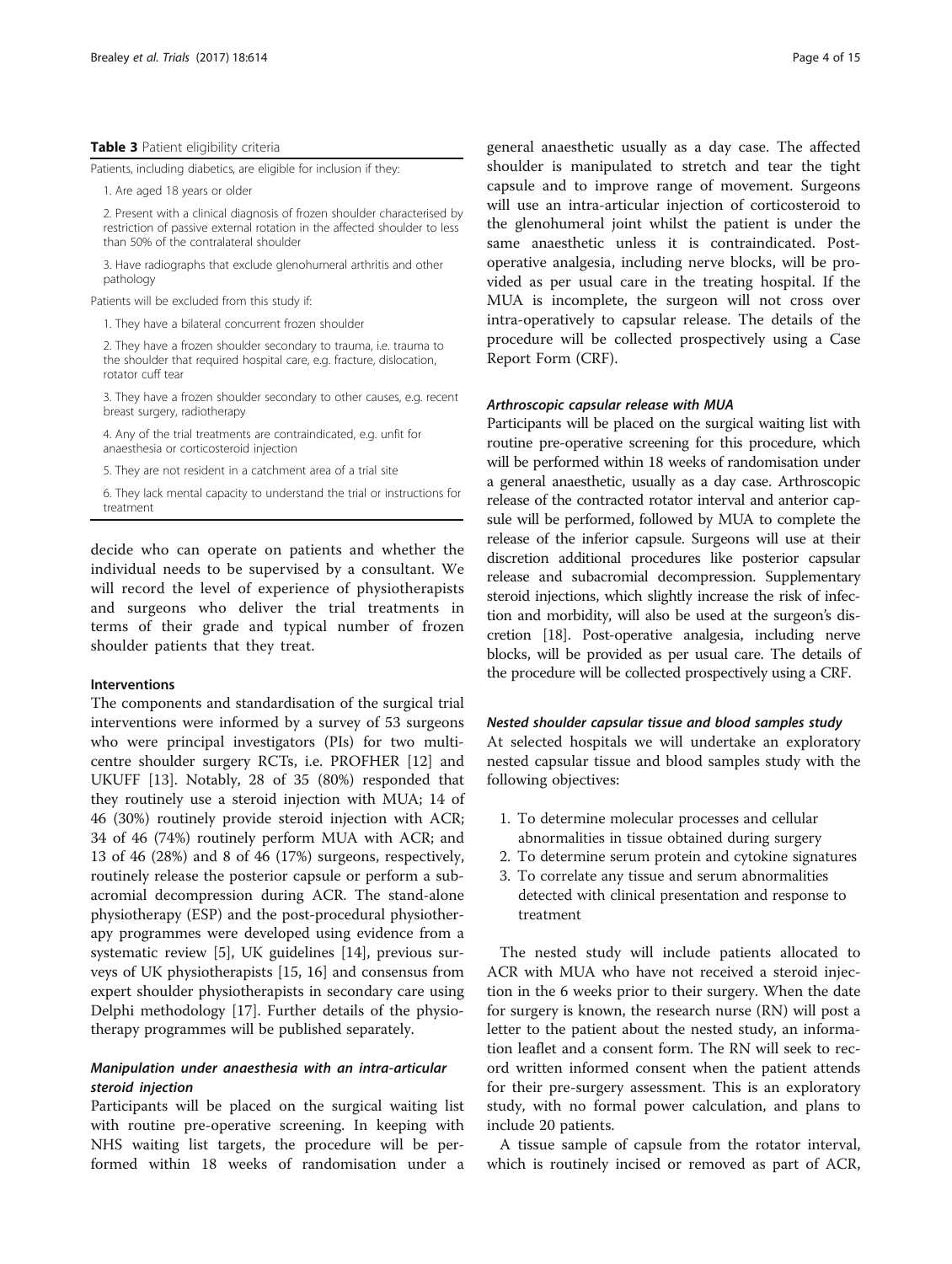**Table 3** Patient eligibility criteria

Patients, including diabetics, are eligible for inclusion if they:

1. Are aged 18 years or older
2. Present with a clinical diagnosis of frozen shoulder characterised by restriction of passive external rotation in the affected shoulder to less than 50% of the contralateral shoulder
3. Have radiographs that exclude glenohumeral arthritis and other pathology

Patients will be excluded from this study if:

1. They have a bilateral concurrent frozen shoulder
2. They have a frozen shoulder secondary to trauma, i.e. trauma to the shoulder that required hospital care, e.g. fracture, dislocation, rotator cuff tear
3. They have a frozen shoulder secondary to other causes, e.g. recent breast surgery, radiotherapy
4. Any of the trial treatments are contraindicated, e.g. unfit for anaesthesia or corticosteroid injection
5. They are not resident in a catchment area of a trial site
6. They lack mental capacity to understand the trial or instructions for treatment

decide who can operate on patients and whether the individual needs to be supervised by a consultant. We will record the level of experience of physiotherapists and surgeons who deliver the trial treatments in terms of their grade and typical number of frozen shoulder patients that they treat.

### Interventions

The components and standardisation of the surgical trial interventions were informed by a survey of 53 surgeons who were principal investigators (PIs) for two multicentre shoulder surgery RCTs, i.e. PROFHER [12] and UKUFF [13]. Notably, 28 of 35 (80%) responded that they routinely use a steroid injection with MUA; 14 of 46 (30%) routinely provide steroid injection with ACR; 34 of 46 (74%) routinely perform MUA with ACR; and 13 of 46 (28%) and 8 of 46 (17%) surgeons, respectively, routinely release the posterior capsule or perform a subacromial decompression during ACR. The stand-alone physiotherapy (ESP) and the post-procedural physiotherapy programmes were developed using evidence from a systematic review [5], UK guidelines [14], previous surveys of UK physiotherapists [15, 16] and consensus from expert shoulder physiotherapists in secondary care using Delphi methodology [17]. Further details of the physiotherapy programmes will be published separately.

#### *Manipulation under anaesthesia with an intra-articular steroid injection*

Participants will be placed on the surgical waiting list with routine pre-operative screening. In keeping with NHS waiting list targets, the procedure will be performed within 18 weeks of randomisation under a general anaesthetic usually as a day case. The affected shoulder is manipulated to stretch and tear the tight capsule and to improve range of movement. Surgeons will use an intra-articular injection of corticosteroid to the glenohumeral joint whilst the patient is under the same anaesthetic unless it is contraindicated. Post-operative analgesia, including nerve blocks, will be provided as per usual care in the treating hospital. If the MUA is incomplete, the surgeon will not cross over intra-operatively to capsular release. The details of the procedure will be collected prospectively using a Case Report Form (CRF).

#### *Arthroscopic capsular release with MUA*

Participants will be placed on the surgical waiting list with routine pre-operative screening for this procedure, which will be performed within 18 weeks of randomisation under a general anaesthetic, usually as a day case. Arthroscopic release of the contracted rotator interval and anterior capsule will be performed, followed by MUA to complete the release of the inferior capsule. Surgeons will use at their discretion additional procedures like posterior capsular release and subacromial decompression. Supplementary steroid injections, which slightly increase the risk of infection and morbidity, will also be used at the surgeon's discretion [18]. Post-operative analgesia, including nerve blocks, will be provided as per usual care. The details of the procedure will be collected prospectively using a CRF.

#### *Nested shoulder capsular tissue and blood samples study*

At selected hospitals we will undertake an exploratory nested capsular tissue and blood samples study with the following objectives:

1. To determine molecular processes and cellular abnormalities in tissue obtained during surgery
2. To determine serum protein and cytokine signatures
3. To correlate any tissue and serum abnormalities detected with clinical presentation and response to treatment

The nested study will include patients allocated to ACR with MUA who have not received a steroid injection in the 6 weeks prior to their surgery. When the date for surgery is known, the research nurse (RN) will post a letter to the patient about the nested study, an information leaflet and a consent form. The RN will seek to record written informed consent when the patient attends for their pre-surgery assessment. This is an exploratory study, with no formal power calculation, and plans to include 20 patients.

A tissue sample of capsule from the rotator interval, which is routinely incised or removed as part of ACR,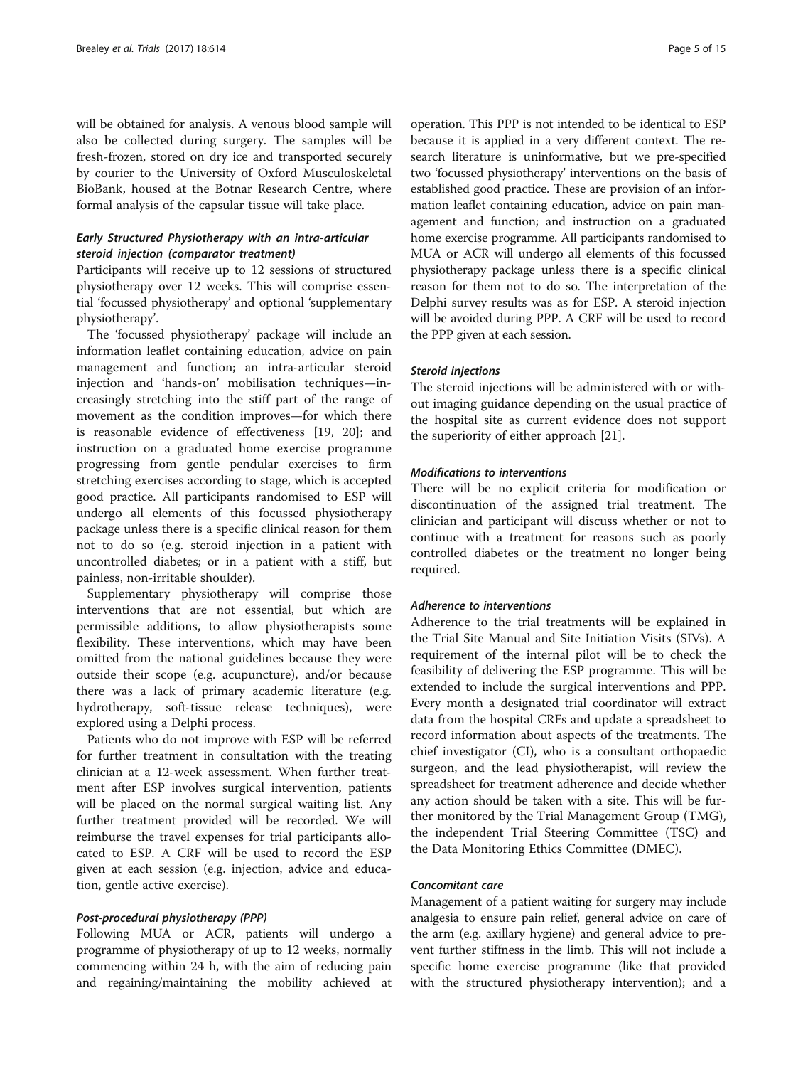will be obtained for analysis. A venous blood sample will also be collected during surgery. The samples will be fresh-frozen, stored on dry ice and transported securely by courier to the University of Oxford Musculoskeletal BioBank, housed at the Botnar Research Centre, where formal analysis of the capsular tissue will take place.

#### *Early Structured Physiotherapy with an intra-articular steroid injection (comparator treatment)*

Participants will receive up to 12 sessions of structured physiotherapy over 12 weeks. This will comprise essential 'focussed physiotherapy' and optional 'supplementary physiotherapy'.

The 'focussed physiotherapy' package will include an information leaflet containing education, advice on pain management and function; an intra-articular steroid injection and 'hands-on' mobilisation techniques—increasingly stretching into the stiff part of the range of movement as the condition improves—for which there is reasonable evidence of effectiveness [19, 20]; and instruction on a graduated home exercise programme progressing from gentle pendular exercises to firm stretching exercises according to stage, which is accepted good practice. All participants randomised to ESP will undergo all elements of this focussed physiotherapy package unless there is a specific clinical reason for them not to do so (e.g. steroid injection in a patient with uncontrolled diabetes; or in a patient with a stiff, but painless, non-irritable shoulder).

Supplementary physiotherapy will comprise those interventions that are not essential, but which are permissible additions, to allow physiotherapists some flexibility. These interventions, which may have been omitted from the national guidelines because they were outside their scope (e.g. acupuncture), and/or because there was a lack of primary academic literature (e.g. hydrotherapy, soft-tissue release techniques), were explored using a Delphi process.

Patients who do not improve with ESP will be referred for further treatment in consultation with the treating clinician at a 12-week assessment. When further treatment after ESP involves surgical intervention, patients will be placed on the normal surgical waiting list. Any further treatment provided will be recorded. We will reimburse the travel expenses for trial participants allocated to ESP. A CRF will be used to record the ESP given at each session (e.g. injection, advice and education, gentle active exercise).

#### *Post-procedural physiotherapy (PPP)*

Following MUA or ACR, patients will undergo a programme of physiotherapy of up to 12 weeks, normally commencing within 24 h, with the aim of reducing pain and regaining/maintaining the mobility achieved at operation. This PPP is not intended to be identical to ESP because it is applied in a very different context. The research literature is uninformative, but we pre-specified two 'focussed physiotherapy' interventions on the basis of established good practice. These are provision of an information leaflet containing education, advice on pain management and function; and instruction on a graduated home exercise programme. All participants randomised to MUA or ACR will undergo all elements of this focussed physiotherapy package unless there is a specific clinical reason for them not to do so. The interpretation of the Delphi survey results was as for ESP. A steroid injection will be avoided during PPP. A CRF will be used to record the PPP given at each session.

#### *Steroid injections*

The steroid injections will be administered with or without imaging guidance depending on the usual practice of the hospital site as current evidence does not support the superiority of either approach [21].

#### *Modifications to interventions*

There will be no explicit criteria for modification or discontinuation of the assigned trial treatment. The clinician and participant will discuss whether or not to continue with a treatment for reasons such as poorly controlled diabetes or the treatment no longer being required.

#### *Adherence to interventions*

Adherence to the trial treatments will be explained in the Trial Site Manual and Site Initiation Visits (SIVs). A requirement of the internal pilot will be to check the feasibility of delivering the ESP programme. This will be extended to include the surgical interventions and PPP. Every month a designated trial coordinator will extract data from the hospital CRFs and update a spreadsheet to record information about aspects of the treatments. The chief investigator (CI), who is a consultant orthopaedic surgeon, and the lead physiotherapist, will review the spreadsheet for treatment adherence and decide whether any action should be taken with a site. This will be further monitored by the Trial Management Group (TMG), the independent Trial Steering Committee (TSC) and the Data Monitoring Ethics Committee (DMEC).

#### *Concomitant care*

Management of a patient waiting for surgery may include analgesia to ensure pain relief, general advice on care of the arm (e.g. axillary hygiene) and general advice to prevent further stiffness in the limb. This will not include a specific home exercise programme (like that provided with the structured physiotherapy intervention); and a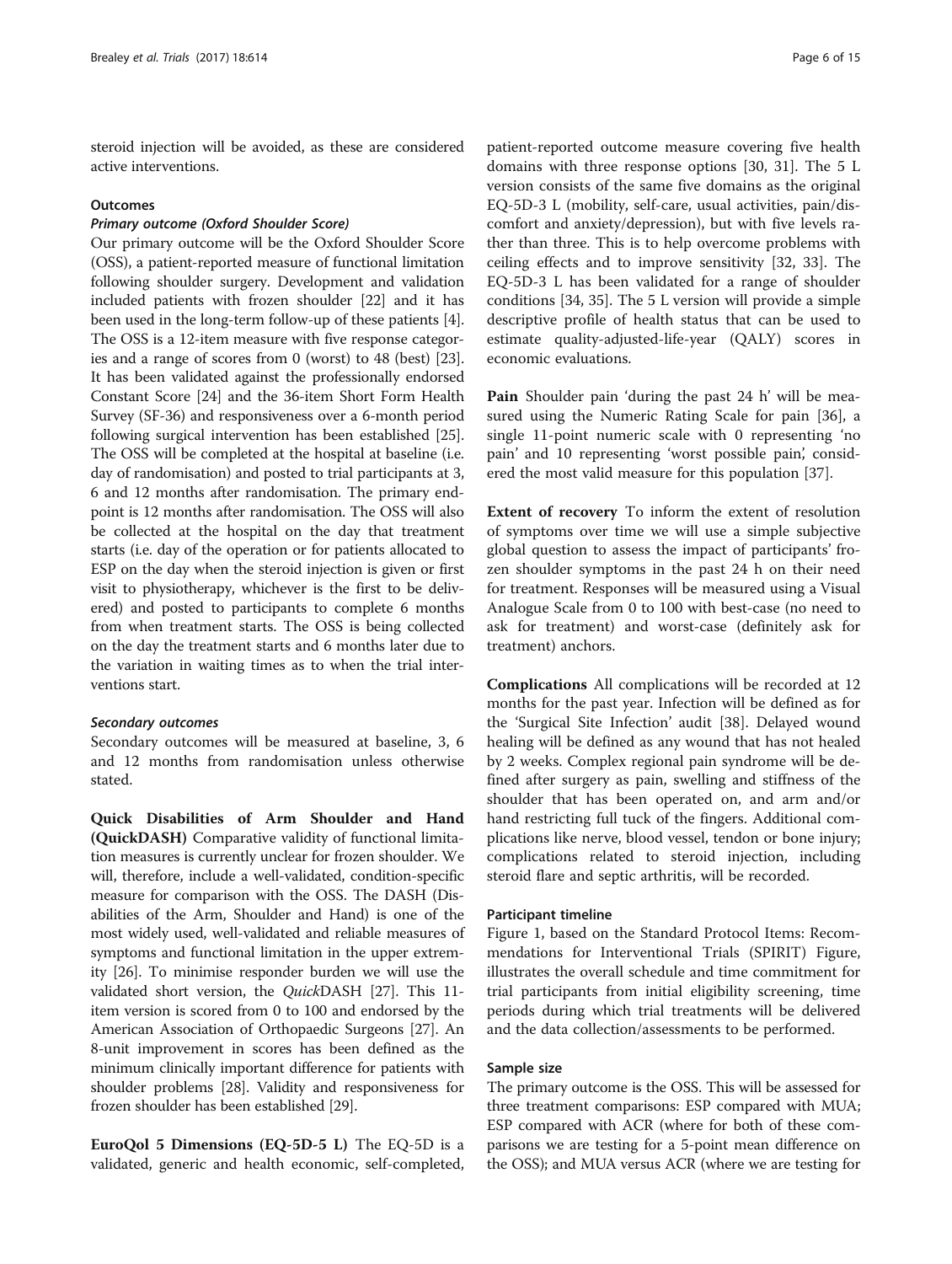steroid injection will be avoided, as these are considered active interventions.

### Outcomes

#### *Primary outcome (Oxford Shoulder Score)*

Our primary outcome will be the Oxford Shoulder Score (OSS), a patient-reported measure of functional limitation following shoulder surgery. Development and validation included patients with frozen shoulder [22] and it has been used in the long-term follow-up of these patients [4]. The OSS is a 12-item measure with five response categories and a range of scores from 0 (worst) to 48 (best) [23]. It has been validated against the professionally endorsed Constant Score [24] and the 36-item Short Form Health Survey (SF-36) and responsiveness over a 6-month period following surgical intervention has been established [25]. The OSS will be completed at the hospital at baseline (i.e. day of randomisation) and posted to trial participants at 3, 6 and 12 months after randomisation. The primary endpoint is 12 months after randomisation. The OSS will also be collected at the hospital on the day that treatment starts (i.e. day of the operation or for patients allocated to ESP on the day when the steroid injection is given or first visit to physiotherapy, whichever is the first to be delivered) and posted to participants to complete 6 months from when treatment starts. The OSS is being collected on the day the treatment starts and 6 months later due to the variation in waiting times as to when the trial interventions start.

#### *Secondary outcomes*

Secondary outcomes will be measured at baseline, 3, 6 and 12 months from randomisation unless otherwise stated.

**Quick Disabilities of Arm Shoulder and Hand (QuickDASH)** Comparative validity of functional limitation measures is currently unclear for frozen shoulder. We will, therefore, include a well-validated, condition-specific measure for comparison with the OSS. The DASH (Disabilities of the Arm, Shoulder and Hand) is one of the most widely used, well-validated and reliable measures of symptoms and functional limitation in the upper extremity [26]. To minimise responder burden we will use the validated short version, the *Quick*DASH [27]. This 11-item version is scored from 0 to 100 and endorsed by the American Association of Orthopaedic Surgeons [27]. An 8-unit improvement in scores has been defined as the minimum clinically important difference for patients with shoulder problems [28]. Validity and responsiveness for frozen shoulder has been established [29].

**EuroQol 5 Dimensions (EQ-5D-5 L)** The EQ-5D is a validated, generic and health economic, self-completed, patient-reported outcome measure covering five health domains with three response options [30, 31]. The 5 L version consists of the same five domains as the original EQ-5D-3 L (mobility, self-care, usual activities, pain/discomfort and anxiety/depression), but with five levels rather than three. This is to help overcome problems with ceiling effects and to improve sensitivity [32, 33]. The EQ-5D-3 L has been validated for a range of shoulder conditions [34, 35]. The 5 L version will provide a simple descriptive profile of health status that can be used to estimate quality-adjusted-life-year (QALY) scores in economic evaluations.

**Pain** Shoulder pain 'during the past 24 h' will be measured using the Numeric Rating Scale for pain [36], a single 11-point numeric scale with 0 representing 'no pain' and 10 representing 'worst possible pain', considered the most valid measure for this population [37].

**Extent of recovery** To inform the extent of resolution of symptoms over time we will use a simple subjective global question to assess the impact of participants' frozen shoulder symptoms in the past 24 h on their need for treatment. Responses will be measured using a Visual Analogue Scale from 0 to 100 with best-case (no need to ask for treatment) and worst-case (definitely ask for treatment) anchors.

**Complications** All complications will be recorded at 12 months for the past year. Infection will be defined as for the 'Surgical Site Infection' audit [38]. Delayed wound healing will be defined as any wound that has not healed by 2 weeks. Complex regional pain syndrome will be defined after surgery as pain, swelling and stiffness of the shoulder that has been operated on, and arm and/or hand restricting full tuck of the fingers. Additional complications like nerve, blood vessel, tendon or bone injury; complications related to steroid injection, including steroid flare and septic arthritis, will be recorded.

### Participant timeline

Figure 1, based on the Standard Protocol Items: Recommendations for Interventional Trials (SPIRIT) Figure, illustrates the overall schedule and time commitment for trial participants from initial eligibility screening, time periods during which trial treatments will be delivered and the data collection/assessments to be performed.

### Sample size

The primary outcome is the OSS. This will be assessed for three treatment comparisons: ESP compared with MUA; ESP compared with ACR (where for both of these comparisons we are testing for a 5-point mean difference on the OSS); and MUA versus ACR (where we are testing for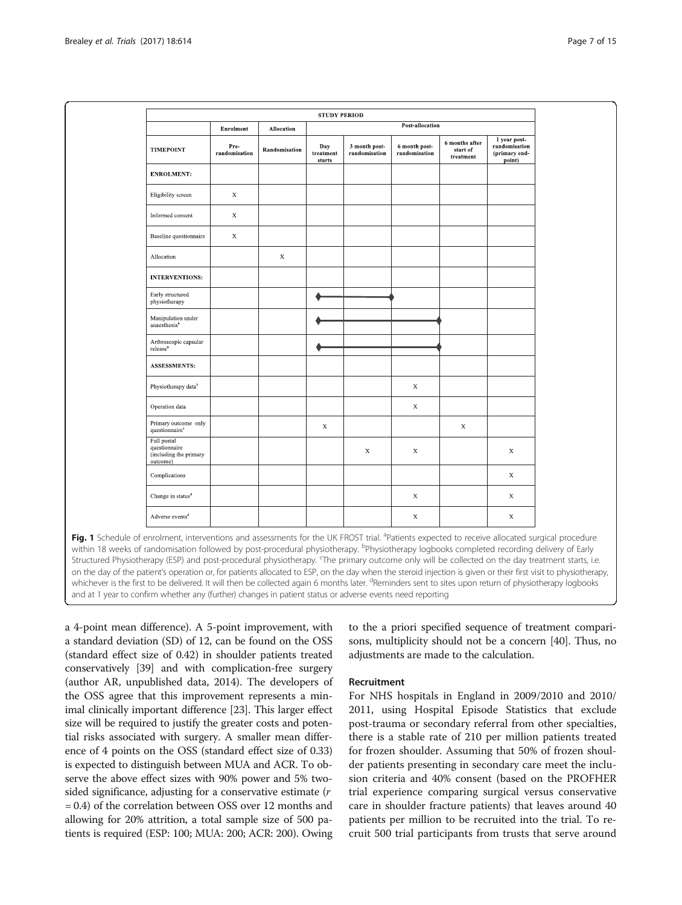| STUDY PERIOD | | | | | | | |
|---|---|---|---|---|---|---|---|
| | Enrolment | Allocation | Post-allocation | | | | |
| TIMEPOINT | Pre-randomisation | Randomisation | Day treatment starts | 3 month post-randomisation | 6 month post-randomisation | 6 months after start of treatment | 1 year post-randomisation (primary end-point) |
| **ENROLMENT:** | | | | | | | |
| Eligibility screen | X | | | | | | |
| Informed consent | X | | | | | | |
| Baseline questionnaire | X | | | | | | |
| Allocation | | X | | | | | |
| **INTERVENTIONS:** | | | | | | | |
| Early structured physiotherapy | | | ◆———— | ————◆ | | | |
| Manipulation under anaesthesia[a] | | | ◆———— | ———— | ————◆ | | |
| Arthroscopic capsular release[a] | | | ◆———— | ———— | ————◆ | | |
| **ASSESSMENTS:** | | | | | | | |
| Physiotherapy data[b] | | | | | X | | |
| Operation data | | | | | X | | |
| Primary outcome only questionnaire[c] | | | X | | | X | |
| Full postal questionnaire (including the primary outcome) | | | | X | X | | X |
| Complications | | | | | | | X |
| Change in status[d] | | | | | X | | X |
| Adverse events[d] | | | | | X | | X |

**Fig. 1** Schedule of enrolment, interventions and assessments for the UK FROST trial. [a]Patients expected to receive allocated surgical procedure within 18 weeks of randomisation followed by post-procedural physiotherapy. [b]Physiotherapy logbooks completed recording delivery of Early Structured Physiotherapy (ESP) and post-procedural physiotherapy. [c]The primary outcome only will be collected on the day treatment starts, i.e. on the day of the patient's operation or, for patients allocated to ESP, on the day when the steroid injection is given or their first visit to physiotherapy, whichever is the first to be delivered. It will then be collected again 6 months later. [d]Reminders sent to sites upon return of physiotherapy logbooks and at 1 year to confirm whether any (further) changes in patient status or adverse events need reporting

a 4-point mean difference). A 5-point improvement, with a standard deviation (SD) of 12, can be found on the OSS (standard effect size of 0.42) in shoulder patients treated conservatively [39] and with complication-free surgery (author AR, unpublished data, 2014). The developers of the OSS agree that this improvement represents a minimal clinically important difference [23]. This larger effect size will be required to justify the greater costs and potential risks associated with surgery. A smaller mean difference of 4 points on the OSS (standard effect size of 0.33) is expected to distinguish between MUA and ACR. To observe the above effect sizes with 90% power and 5% two-sided significance, adjusting for a conservative estimate ($r = 0.4$) of the correlation between OSS over 12 months and allowing for 20% attrition, a total sample size of 500 patients is required (ESP: 100; MUA: 200; ACR: 200). Owing to the a priori specified sequence of treatment comparisons, multiplicity should not be a concern [40]. Thus, no adjustments are made to the calculation.

### Recruitment

For NHS hospitals in England in 2009/2010 and 2010/2011, using Hospital Episode Statistics that exclude post-trauma or secondary referral from other specialties, there is a stable rate of 210 per million patients treated for frozen shoulder. Assuming that 50% of frozen shoulder patients presenting in secondary care meet the inclusion criteria and 40% consent (based on the PROFHER trial experience comparing surgical versus conservative care in shoulder fracture patients) that leaves around 40 patients per million to be recruited into the trial. To recruit 500 trial participants from trusts that serve around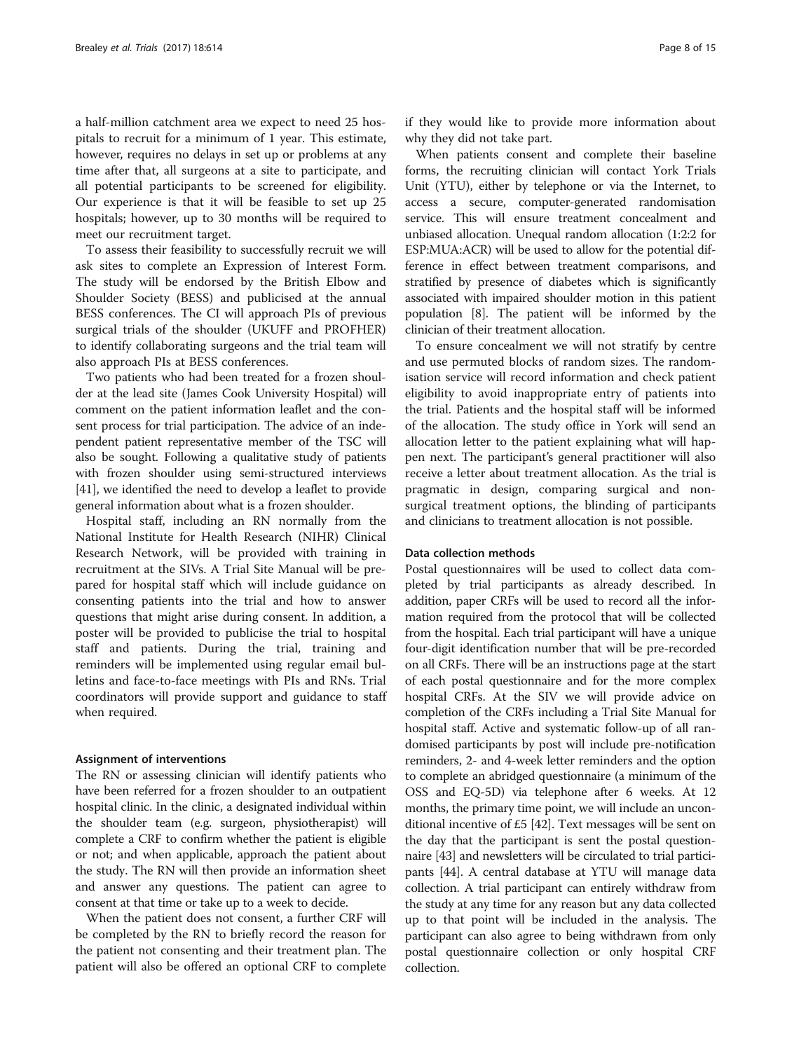a half-million catchment area we expect to need 25 hospitals to recruit for a minimum of 1 year. This estimate, however, requires no delays in set up or problems at any time after that, all surgeons at a site to participate, and all potential participants to be screened for eligibility. Our experience is that it will be feasible to set up 25 hospitals; however, up to 30 months will be required to meet our recruitment target.

To assess their feasibility to successfully recruit we will ask sites to complete an Expression of Interest Form. The study will be endorsed by the British Elbow and Shoulder Society (BESS) and publicised at the annual BESS conferences. The CI will approach PIs of previous surgical trials of the shoulder (UKUFF and PROFHER) to identify collaborating surgeons and the trial team will also approach PIs at BESS conferences.

Two patients who had been treated for a frozen shoulder at the lead site (James Cook University Hospital) will comment on the patient information leaflet and the consent process for trial participation. The advice of an independent patient representative member of the TSC will also be sought. Following a qualitative study of patients with frozen shoulder using semi-structured interviews [41], we identified the need to develop a leaflet to provide general information about what is a frozen shoulder.

Hospital staff, including an RN normally from the National Institute for Health Research (NIHR) Clinical Research Network, will be provided with training in recruitment at the SIVs. A Trial Site Manual will be prepared for hospital staff which will include guidance on consenting patients into the trial and how to answer questions that might arise during consent. In addition, a poster will be provided to publicise the trial to hospital staff and patients. During the trial, training and reminders will be implemented using regular email bulletins and face-to-face meetings with PIs and RNs. Trial coordinators will provide support and guidance to staff when required.

#### Assignment of interventions

The RN or assessing clinician will identify patients who have been referred for a frozen shoulder to an outpatient hospital clinic. In the clinic, a designated individual within the shoulder team (e.g. surgeon, physiotherapist) will complete a CRF to confirm whether the patient is eligible or not; and when applicable, approach the patient about the study. The RN will then provide an information sheet and answer any questions. The patient can agree to consent at that time or take up to a week to decide.

When the patient does not consent, a further CRF will be completed by the RN to briefly record the reason for the patient not consenting and their treatment plan. The patient will also be offered an optional CRF to complete if they would like to provide more information about why they did not take part.

When patients consent and complete their baseline forms, the recruiting clinician will contact York Trials Unit (YTU), either by telephone or via the Internet, to access a secure, computer-generated randomisation service. This will ensure treatment concealment and unbiased allocation. Unequal random allocation (1:2:2 for ESP:MUA:ACR) will be used to allow for the potential difference in effect between treatment comparisons, and stratified by presence of diabetes which is significantly associated with impaired shoulder motion in this patient population [8]. The patient will be informed by the clinician of their treatment allocation.

To ensure concealment we will not stratify by centre and use permuted blocks of random sizes. The randomisation service will record information and check patient eligibility to avoid inappropriate entry of patients into the trial. Patients and the hospital staff will be informed of the allocation. The study office in York will send an allocation letter to the patient explaining what will happen next. The participant's general practitioner will also receive a letter about treatment allocation. As the trial is pragmatic in design, comparing surgical and nonsurgical treatment options, the blinding of participants and clinicians to treatment allocation is not possible.

#### Data collection methods

Postal questionnaires will be used to collect data completed by trial participants as already described. In addition, paper CRFs will be used to record all the information required from the protocol that will be collected from the hospital. Each trial participant will have a unique four-digit identification number that will be pre-recorded on all CRFs. There will be an instructions page at the start of each postal questionnaire and for the more complex hospital CRFs. At the SIV we will provide advice on completion of the CRFs including a Trial Site Manual for hospital staff. Active and systematic follow-up of all randomised participants by post will include pre-notification reminders, 2- and 4-week letter reminders and the option to complete an abridged questionnaire (a minimum of the OSS and EQ-5D) via telephone after 6 weeks. At 12 months, the primary time point, we will include an unconditional incentive of £5 [42]. Text messages will be sent on the day that the participant is sent the postal questionnaire [43] and newsletters will be circulated to trial participants [44]. A central database at YTU will manage data collection. A trial participant can entirely withdraw from the study at any time for any reason but any data collected up to that point will be included in the analysis. The participant can also agree to being withdrawn from only postal questionnaire collection or only hospital CRF collection.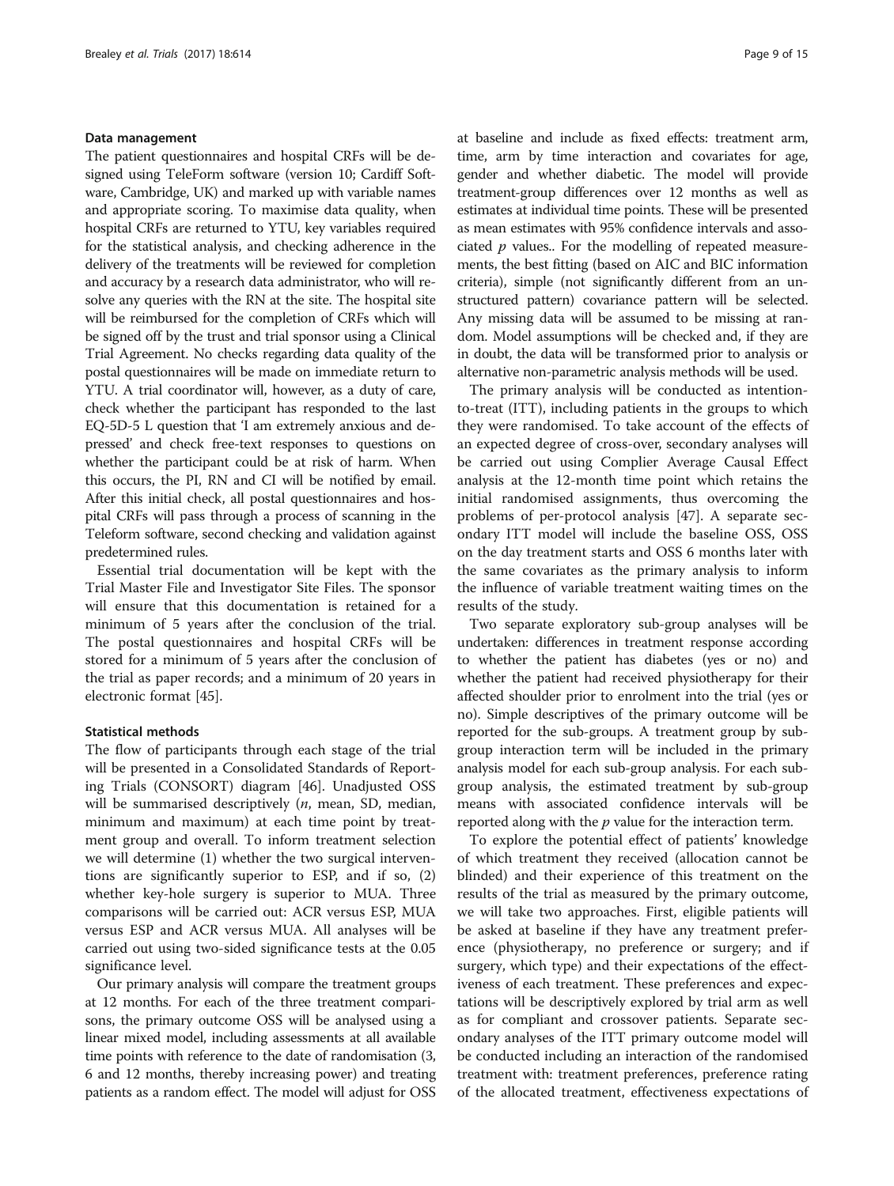#### Data management

The patient questionnaires and hospital CRFs will be designed using TeleForm software (version 10; Cardiff Software, Cambridge, UK) and marked up with variable names and appropriate scoring. To maximise data quality, when hospital CRFs are returned to YTU, key variables required for the statistical analysis, and checking adherence in the delivery of the treatments will be reviewed for completion and accuracy by a research data administrator, who will resolve any queries with the RN at the site. The hospital site will be reimbursed for the completion of CRFs which will be signed off by the trust and trial sponsor using a Clinical Trial Agreement. No checks regarding data quality of the postal questionnaires will be made on immediate return to YTU. A trial coordinator will, however, as a duty of care, check whether the participant has responded to the last EQ-5D-5 L question that 'I am extremely anxious and depressed' and check free-text responses to questions on whether the participant could be at risk of harm. When this occurs, the PI, RN and CI will be notified by email. After this initial check, all postal questionnaires and hospital CRFs will pass through a process of scanning in the Teleform software, second checking and validation against predetermined rules.

Essential trial documentation will be kept with the Trial Master File and Investigator Site Files. The sponsor will ensure that this documentation is retained for a minimum of 5 years after the conclusion of the trial. The postal questionnaires and hospital CRFs will be stored for a minimum of 5 years after the conclusion of the trial as paper records; and a minimum of 20 years in electronic format [45].

#### Statistical methods

The flow of participants through each stage of the trial will be presented in a Consolidated Standards of Reporting Trials (CONSORT) diagram [46]. Unadjusted OSS will be summarised descriptively (*n*, mean, SD, median, minimum and maximum) at each time point by treatment group and overall. To inform treatment selection we will determine (1) whether the two surgical interventions are significantly superior to ESP, and if so, (2) whether key-hole surgery is superior to MUA. Three comparisons will be carried out: ACR versus ESP, MUA versus ESP and ACR versus MUA. All analyses will be carried out using two-sided significance tests at the 0.05 significance level.

Our primary analysis will compare the treatment groups at 12 months. For each of the three treatment comparisons, the primary outcome OSS will be analysed using a linear mixed model, including assessments at all available time points with reference to the date of randomisation (3, 6 and 12 months, thereby increasing power) and treating patients as a random effect. The model will adjust for OSS at baseline and include as fixed effects: treatment arm, time, arm by time interaction and covariates for age, gender and whether diabetic. The model will provide treatment-group differences over 12 months as well as estimates at individual time points. These will be presented as mean estimates with 95% confidence intervals and associated *p* values.. For the modelling of repeated measurements, the best fitting (based on AIC and BIC information criteria), simple (not significantly different from an unstructured pattern) covariance pattern will be selected. Any missing data will be assumed to be missing at random. Model assumptions will be checked and, if they are in doubt, the data will be transformed prior to analysis or alternative non-parametric analysis methods will be used.

The primary analysis will be conducted as intention-to-treat (ITT), including patients in the groups to which they were randomised. To take account of the effects of an expected degree of cross-over, secondary analyses will be carried out using Complier Average Causal Effect analysis at the 12-month time point which retains the initial randomised assignments, thus overcoming the problems of per-protocol analysis [47]. A separate secondary ITT model will include the baseline OSS, OSS on the day treatment starts and OSS 6 months later with the same covariates as the primary analysis to inform the influence of variable treatment waiting times on the results of the study.

Two separate exploratory sub-group analyses will be undertaken: differences in treatment response according to whether the patient has diabetes (yes or no) and whether the patient had received physiotherapy for their affected shoulder prior to enrolment into the trial (yes or no). Simple descriptives of the primary outcome will be reported for the sub-groups. A treatment group by sub-group interaction term will be included in the primary analysis model for each sub-group analysis. For each sub-group analysis, the estimated treatment by sub-group means with associated confidence intervals will be reported along with the *p* value for the interaction term.

To explore the potential effect of patients' knowledge of which treatment they received (allocation cannot be blinded) and their experience of this treatment on the results of the trial as measured by the primary outcome, we will take two approaches. First, eligible patients will be asked at baseline if they have any treatment preference (physiotherapy, no preference or surgery; and if surgery, which type) and their expectations of the effectiveness of each treatment. These preferences and expectations will be descriptively explored by trial arm as well as for compliant and crossover patients. Separate secondary analyses of the ITT primary outcome model will be conducted including an interaction of the randomised treatment with: treatment preferences, preference rating of the allocated treatment, effectiveness expectations of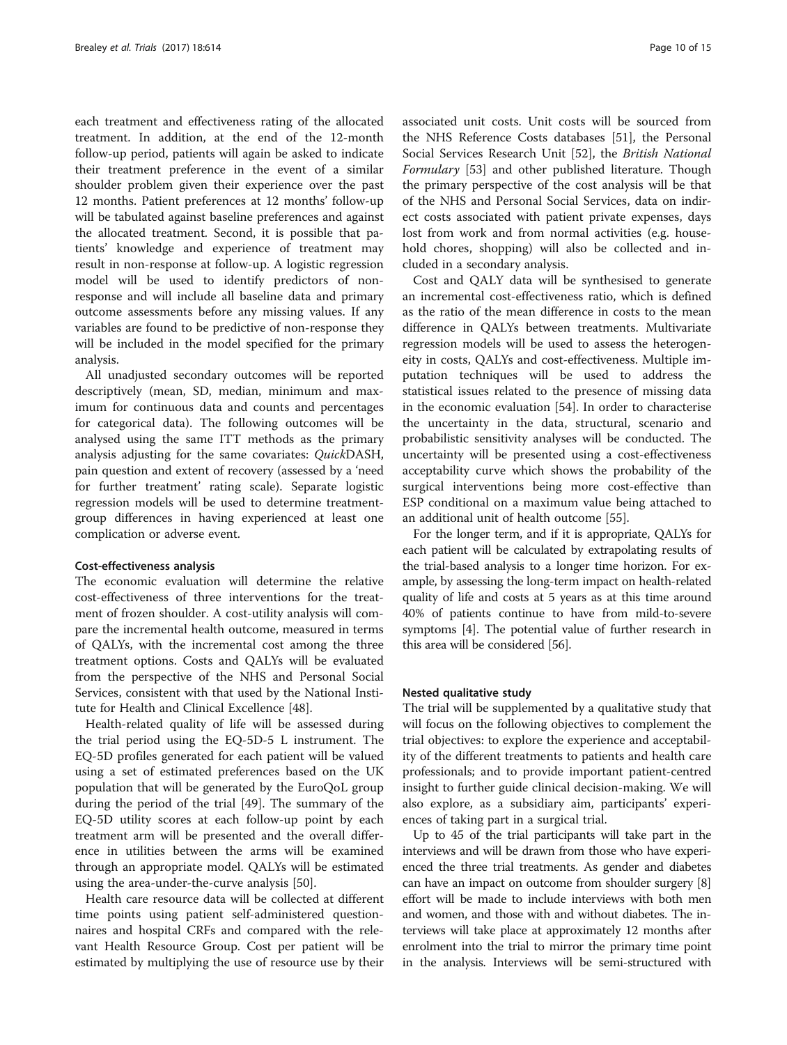each treatment and effectiveness rating of the allocated treatment. In addition, at the end of the 12-month follow-up period, patients will again be asked to indicate their treatment preference in the event of a similar shoulder problem given their experience over the past 12 months. Patient preferences at 12 months' follow-up will be tabulated against baseline preferences and against the allocated treatment. Second, it is possible that patients' knowledge and experience of treatment may result in non-response at follow-up. A logistic regression model will be used to identify predictors of non-response and will include all baseline data and primary outcome assessments before any missing values. If any variables are found to be predictive of non-response they will be included in the model specified for the primary analysis.

All unadjusted secondary outcomes will be reported descriptively (mean, SD, median, minimum and maximum for continuous data and counts and percentages for categorical data). The following outcomes will be analysed using the same ITT methods as the primary analysis adjusting for the same covariates: *Quick*DASH, pain question and extent of recovery (assessed by a 'need for further treatment' rating scale). Separate logistic regression models will be used to determine treatment-group differences in having experienced at least one complication or adverse event.

#### Cost-effectiveness analysis

The economic evaluation will determine the relative cost-effectiveness of three interventions for the treatment of frozen shoulder. A cost-utility analysis will compare the incremental health outcome, measured in terms of QALYs, with the incremental cost among the three treatment options. Costs and QALYs will be evaluated from the perspective of the NHS and Personal Social Services, consistent with that used by the National Institute for Health and Clinical Excellence [48].

Health-related quality of life will be assessed during the trial period using the EQ-5D-5 L instrument. The EQ-5D profiles generated for each patient will be valued using a set of estimated preferences based on the UK population that will be generated by the EuroQoL group during the period of the trial [49]. The summary of the EQ-5D utility scores at each follow-up point by each treatment arm will be presented and the overall difference in utilities between the arms will be examined through an appropriate model. QALYs will be estimated using the area-under-the-curve analysis [50].

Health care resource data will be collected at different time points using patient self-administered questionnaires and hospital CRFs and compared with the relevant Health Resource Group. Cost per patient will be estimated by multiplying the use of resource use by their associated unit costs. Unit costs will be sourced from the NHS Reference Costs databases [51], the Personal Social Services Research Unit [52], the *British National Formulary* [53] and other published literature. Though the primary perspective of the cost analysis will be that of the NHS and Personal Social Services, data on indirect costs associated with patient private expenses, days lost from work and from normal activities (e.g. household chores, shopping) will also be collected and included in a secondary analysis.

Cost and QALY data will be synthesised to generate an incremental cost-effectiveness ratio, which is defined as the ratio of the mean difference in costs to the mean difference in QALYs between treatments. Multivariate regression models will be used to assess the heterogeneity in costs, QALYs and cost-effectiveness. Multiple imputation techniques will be used to address the statistical issues related to the presence of missing data in the economic evaluation [54]. In order to characterise the uncertainty in the data, structural, scenario and probabilistic sensitivity analyses will be conducted. The uncertainty will be presented using a cost-effectiveness acceptability curve which shows the probability of the surgical interventions being more cost-effective than ESP conditional on a maximum value being attached to an additional unit of health outcome [55].

For the longer term, and if it is appropriate, QALYs for each patient will be calculated by extrapolating results of the trial-based analysis to a longer time horizon. For example, by assessing the long-term impact on health-related quality of life and costs at 5 years as at this time around 40% of patients continue to have from mild-to-severe symptoms [4]. The potential value of further research in this area will be considered [56].

#### Nested qualitative study

The trial will be supplemented by a qualitative study that will focus on the following objectives to complement the trial objectives: to explore the experience and acceptability of the different treatments to patients and health care professionals; and to provide important patient-centred insight to further guide clinical decision-making. We will also explore, as a subsidiary aim, participants' experiences of taking part in a surgical trial.

Up to 45 of the trial participants will take part in the interviews and will be drawn from those who have experienced the three trial treatments. As gender and diabetes can have an impact on outcome from shoulder surgery [8] effort will be made to include interviews with both men and women, and those with and without diabetes. The interviews will take place at approximately 12 months after enrolment into the trial to mirror the primary time point in the analysis. Interviews will be semi-structured with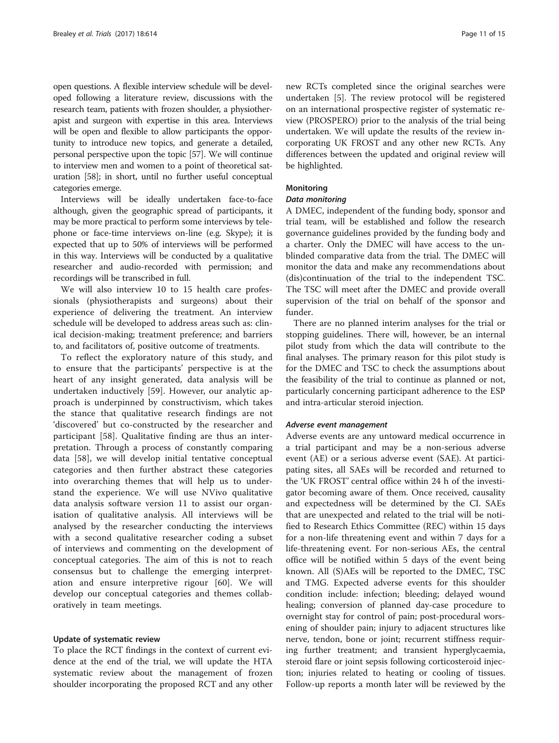open questions. A flexible interview schedule will be developed following a literature review, discussions with the research team, patients with frozen shoulder, a physiotherapist and surgeon with expertise in this area. Interviews will be open and flexible to allow participants the opportunity to introduce new topics, and generate a detailed, personal perspective upon the topic [57]. We will continue to interview men and women to a point of theoretical saturation [58]; in short, until no further useful conceptual categories emerge.

Interviews will be ideally undertaken face-to-face although, given the geographic spread of participants, it may be more practical to perform some interviews by telephone or face-time interviews on-line (e.g. Skype); it is expected that up to 50% of interviews will be performed in this way. Interviews will be conducted by a qualitative researcher and audio-recorded with permission; and recordings will be transcribed in full.

We will also interview 10 to 15 health care professionals (physiotherapists and surgeons) about their experience of delivering the treatment. An interview schedule will be developed to address areas such as: clinical decision-making; treatment preference; and barriers to, and facilitators of, positive outcome of treatments.

To reflect the exploratory nature of this study, and to ensure that the participants' perspective is at the heart of any insight generated, data analysis will be undertaken inductively [59]. However, our analytic approach is underpinned by constructivism, which takes the stance that qualitative research findings are not 'discovered' but co-constructed by the researcher and participant [58]. Qualitative finding are thus an interpretation. Through a process of constantly comparing data [58], we will develop initial tentative conceptual categories and then further abstract these categories into overarching themes that will help us to understand the experience. We will use NVivo qualitative data analysis software version 11 to assist our organisation of qualitative analysis. All interviews will be analysed by the researcher conducting the interviews with a second qualitative researcher coding a subset of interviews and commenting on the development of conceptual categories. The aim of this is not to reach consensus but to challenge the emerging interpretation and ensure interpretive rigour [60]. We will develop our conceptual categories and themes collaboratively in team meetings.

### Update of systematic review

To place the RCT findings in the context of current evidence at the end of the trial, we will update the HTA systematic review about the management of frozen shoulder incorporating the proposed RCT and any other new RCTs completed since the original searches were undertaken [5]. The review protocol will be registered on an international prospective register of systematic review (PROSPERO) prior to the analysis of the trial being undertaken. We will update the results of the review incorporating UK FROST and any other new RCTs. Any differences between the updated and original review will be highlighted.

### Monitoring

#### *Data monitoring*

A DMEC, independent of the funding body, sponsor and trial team, will be established and follow the research governance guidelines provided by the funding body and a charter. Only the DMEC will have access to the unblinded comparative data from the trial. The DMEC will monitor the data and make any recommendations about (dis)continuation of the trial to the independent TSC. The TSC will meet after the DMEC and provide overall supervision of the trial on behalf of the sponsor and funder.

There are no planned interim analyses for the trial or stopping guidelines. There will, however, be an internal pilot study from which the data will contribute to the final analyses. The primary reason for this pilot study is for the DMEC and TSC to check the assumptions about the feasibility of the trial to continue as planned or not, particularly concerning participant adherence to the ESP and intra-articular steroid injection.

#### *Adverse event management*

Adverse events are any untoward medical occurrence in a trial participant and may be a non-serious adverse event (AE) or a serious adverse event (SAE). At participating sites, all SAEs will be recorded and returned to the 'UK FROST' central office within 24 h of the investigator becoming aware of them. Once received, causality and expectedness will be determined by the CI. SAEs that are unexpected and related to the trial will be notified to Research Ethics Committee (REC) within 15 days for a non-life threatening event and within 7 days for a life-threatening event. For non-serious AEs, the central office will be notified within 5 days of the event being known. All (S)AEs will be reported to the DMEC, TSC and TMG. Expected adverse events for this shoulder condition include: infection; bleeding; delayed wound healing; conversion of planned day-case procedure to overnight stay for control of pain; post-procedural worsening of shoulder pain; injury to adjacent structures like nerve, tendon, bone or joint; recurrent stiffness requiring further treatment; and transient hyperglycaemia, steroid flare or joint sepsis following corticosteroid injection; injuries related to heating or cooling of tissues. Follow-up reports a month later will be reviewed by the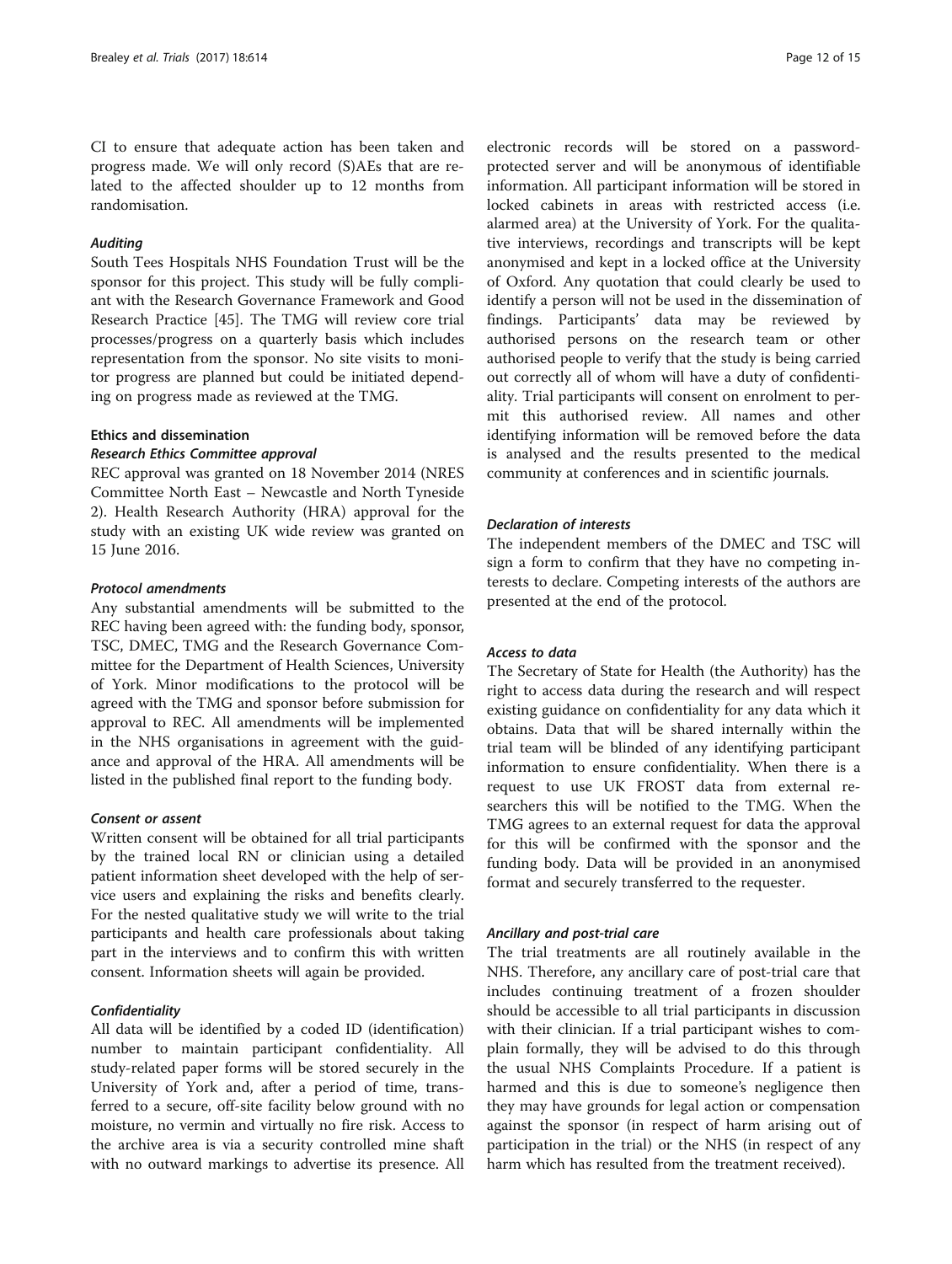CI to ensure that adequate action has been taken and progress made. We will only record (S)AEs that are related to the affected shoulder up to 12 months from randomisation.

#### *Auditing*

South Tees Hospitals NHS Foundation Trust will be the sponsor for this project. This study will be fully compliant with the Research Governance Framework and Good Research Practice [45]. The TMG will review core trial processes/progress on a quarterly basis which includes representation from the sponsor. No site visits to monitor progress are planned but could be initiated depending on progress made as reviewed at the TMG.

### Ethics and dissemination

#### *Research Ethics Committee approval*

REC approval was granted on 18 November 2014 (NRES Committee North East – Newcastle and North Tyneside 2). Health Research Authority (HRA) approval for the study with an existing UK wide review was granted on 15 June 2016.

#### *Protocol amendments*

Any substantial amendments will be submitted to the REC having been agreed with: the funding body, sponsor, TSC, DMEC, TMG and the Research Governance Committee for the Department of Health Sciences, University of York. Minor modifications to the protocol will be agreed with the TMG and sponsor before submission for approval to REC. All amendments will be implemented in the NHS organisations in agreement with the guidance and approval of the HRA. All amendments will be listed in the published final report to the funding body.

#### *Consent or assent*

Written consent will be obtained for all trial participants by the trained local RN or clinician using a detailed patient information sheet developed with the help of service users and explaining the risks and benefits clearly. For the nested qualitative study we will write to the trial participants and health care professionals about taking part in the interviews and to confirm this with written consent. Information sheets will again be provided.

#### *Confidentiality*

All data will be identified by a coded ID (identification) number to maintain participant confidentiality. All study-related paper forms will be stored securely in the University of York and, after a period of time, transferred to a secure, off-site facility below ground with no moisture, no vermin and virtually no fire risk. Access to the archive area is via a security controlled mine shaft with no outward markings to advertise its presence. All electronic records will be stored on a password-protected server and will be anonymous of identifiable information. All participant information will be stored in locked cabinets in areas with restricted access (i.e. alarmed area) at the University of York. For the qualitative interviews, recordings and transcripts will be kept anonymised and kept in a locked office at the University of Oxford. Any quotation that could clearly be used to identify a person will not be used in the dissemination of findings. Participants' data may be reviewed by authorised persons on the research team or other authorised people to verify that the study is being carried out correctly all of whom will have a duty of confidentiality. Trial participants will consent on enrolment to permit this authorised review. All names and other identifying information will be removed before the data is analysed and the results presented to the medical community at conferences and in scientific journals.

#### *Declaration of interests*

The independent members of the DMEC and TSC will sign a form to confirm that they have no competing interests to declare. Competing interests of the authors are presented at the end of the protocol.

#### *Access to data*

The Secretary of State for Health (the Authority) has the right to access data during the research and will respect existing guidance on confidentiality for any data which it obtains. Data that will be shared internally within the trial team will be blinded of any identifying participant information to ensure confidentiality. When there is a request to use UK FROST data from external researchers this will be notified to the TMG. When the TMG agrees to an external request for data the approval for this will be confirmed with the sponsor and the funding body. Data will be provided in an anonymised format and securely transferred to the requester.

#### *Ancillary and post-trial care*

The trial treatments are all routinely available in the NHS. Therefore, any ancillary care of post-trial care that includes continuing treatment of a frozen shoulder should be accessible to all trial participants in discussion with their clinician. If a trial participant wishes to complain formally, they will be advised to do this through the usual NHS Complaints Procedure. If a patient is harmed and this is due to someone's negligence then they may have grounds for legal action or compensation against the sponsor (in respect of harm arising out of participation in the trial) or the NHS (in respect of any harm which has resulted from the treatment received).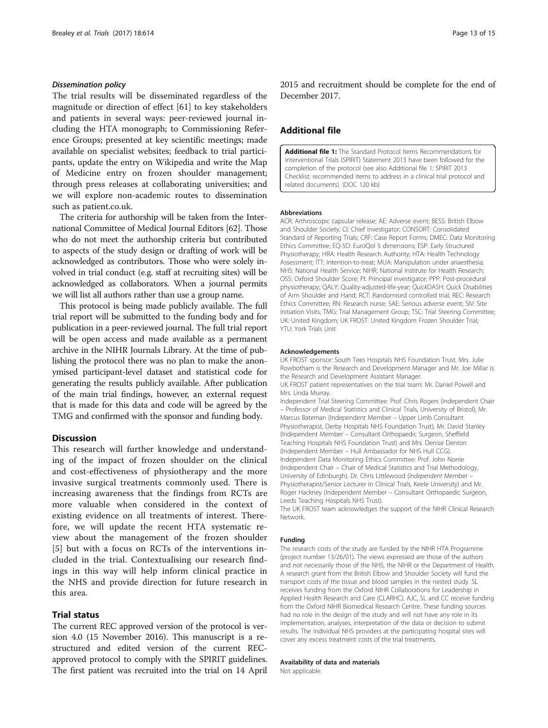#### *Dissemination policy*

The trial results will be disseminated regardless of the magnitude or direction of effect [61] to key stakeholders and patients in several ways: peer-reviewed journal including the HTA monograph; to Commissioning Reference Groups; presented at key scientific meetings; made available on specialist websites; feedback to trial participants, update the entry on Wikipedia and write the Map of Medicine entry on frozen shoulder management; through press releases at collaborating universities; and we will explore non-academic routes to dissemination such as patient.co.uk.

The criteria for authorship will be taken from the International Committee of Medical Journal Editors [62]. Those who do not meet the authorship criteria but contributed to aspects of the study design or drafting of work will be acknowledged as contributors. Those who were solely involved in trial conduct (e.g. staff at recruiting sites) will be acknowledged as collaborators. When a journal permits we will list all authors rather than use a group name.

This protocol is being made publicly available. The full trial report will be submitted to the funding body and for publication in a peer-reviewed journal. The full trial report will be open access and made available as a permanent archive in the NIHR Journals Library. At the time of publishing the protocol there was no plan to make the anonymised participant-level dataset and statistical code for generating the results publicly available. After publication of the main trial findings, however, an external request that is made for this data and code will be agreed by the TMG and confirmed with the sponsor and funding body.

## Discussion

This research will further knowledge and understanding of the impact of frozen shoulder on the clinical and cost-effectiveness of physiotherapy and the more invasive surgical treatments commonly used. There is increasing awareness that the findings from RCTs are more valuable when considered in the context of existing evidence on all treatments of interest. Therefore, we will update the recent HTA systematic review about the management of the frozen shoulder [5] but with a focus on RCTs of the interventions included in the trial. Contextualising our research findings in this way will help inform clinical practice in the NHS and provide direction for future research in this area.

## Trial status

The current REC approved version of the protocol is version 4.0 (15 November 2016). This manuscript is a restructured and edited version of the current REC-approved protocol to comply with the SPIRIT guidelines. The first patient was recruited into the trial on 14 April 2015 and recruitment should be complete for the end of December 2017.

## Additional file

**Additional file 1:** The Standard Protocol Items Recommendations for Interventional Trials (SPIRIT) Statement 2013 have been followed for the completion of the protocol (see also Additional file 1: SPIRIT 2013 Checklist: recommended items to address in a clinical trial protocol and related documents). (DOC 120 kb)

#### Abbreviations

ACR: Arthroscopic capsular release; AE: Adverse event; BESS: British Elbow and Shoulder Society; CI: Chief investigator; CONSORT: Consolidated Standard of Reporting Trials; CRF: Case Report Forms; DMEC: Data Monitoring Ethics Committee; EQ-5D: EuroQol 5 dimensions; ESP: Early Structured Physiotherapy; HRA: Health Research Authority; HTA: Health Technology Assessment; ITT: Intention-to-treat; MUA: Manipulation under anaesthesia; NHS: National Health Service; NIHR: National Institute for Health Research; OSS: Oxford Shoulder Score; PI: Principal investigator; PPP: Post-procedural physiotherapy; QALY: Quality-adjusted-life-year; *Quick*DASH: *Quick* Disabilities of Arm Shoulder and Hand; RCT: Randomised controlled trial; REC: Research Ethics Committee; RN: Research nurse; SAE: Serious adverse event; SIV: Site Initiation Visits; TMG: Trial Management Group; TSC: Trial Steering Committee; UK: United Kingdom; UK FROST: United Kingdom Frozen Shoulder Trial; YTU: York Trials Unit

#### Acknowledgements

UK FROST sponsor: South Tees Hospitals NHS Foundation Trust. Mrs. Julie Rowbotham is the Research and Development Manager and Mr. Joe Millar is the Research and Development Assistant Manager.

UK FROST patient representatives on the trial team: Mr. Daniel Powell and Mrs. Linda Murray.

Independent Trial Steering Committee: Prof. Chris Rogers (Independent Chair – Professor of Medical Statistics and Clinical Trials, University of Bristol); Mr. Marcus Bateman (Independent Member – Upper Limb Consultant Physiotherapist, Derby Hospitals NHS Foundation Trust), Mr. David Stanley (Independent Member – Consultant Orthopaedic Surgeon, Sheffield Teaching Hospitals NHS Foundation Trust) and Mrs. Denise Denton (Independent Member – Hull Ambassador for NHS Hull CCG).

Independent Data Monitoring Ethics Committee: Prof. John Norrie (Independent Chair – Chair of Medical Statistics and Trial Methodology, University of Edinburgh), Dr. Chris Littlewood (*Independent* Member – Physiotherapist/Senior Lecturer in Clinical Trials, Keele University) and Mr. Roger Hackney (Independent Member – Consultant Orthopaedic Surgeon, Leeds Teaching Hospitals NHS Trust).

The UK FROST team acknowledges the support of the NIHR Clinical Research Network.

#### Funding

The research costs of the study are funded by the NIHR HTA Programme (project number 13/26/01). The views expressed are those of the authors and not necessarily those of the NHS, the NIHR or the Department of Health. A research grant from the British Elbow and Shoulder Society will fund the transport costs of the tissue and blood samples in the nested study. SL receives funding from the Oxford NIHR Collaborations for Leadership in Applied Health Research and Care (CLARHC). AJC, SL and CC receive funding from the Oxford NIHR Biomedical Research Centre. These funding sources had no role in the design of the study and will not have any role in its implementation, analyses, interpretation of the data or decision to submit results. The individual NHS providers at the participating hospital sites will cover any excess treatment costs of the trial treatments.

#### Availability of data and materials

Not applicable.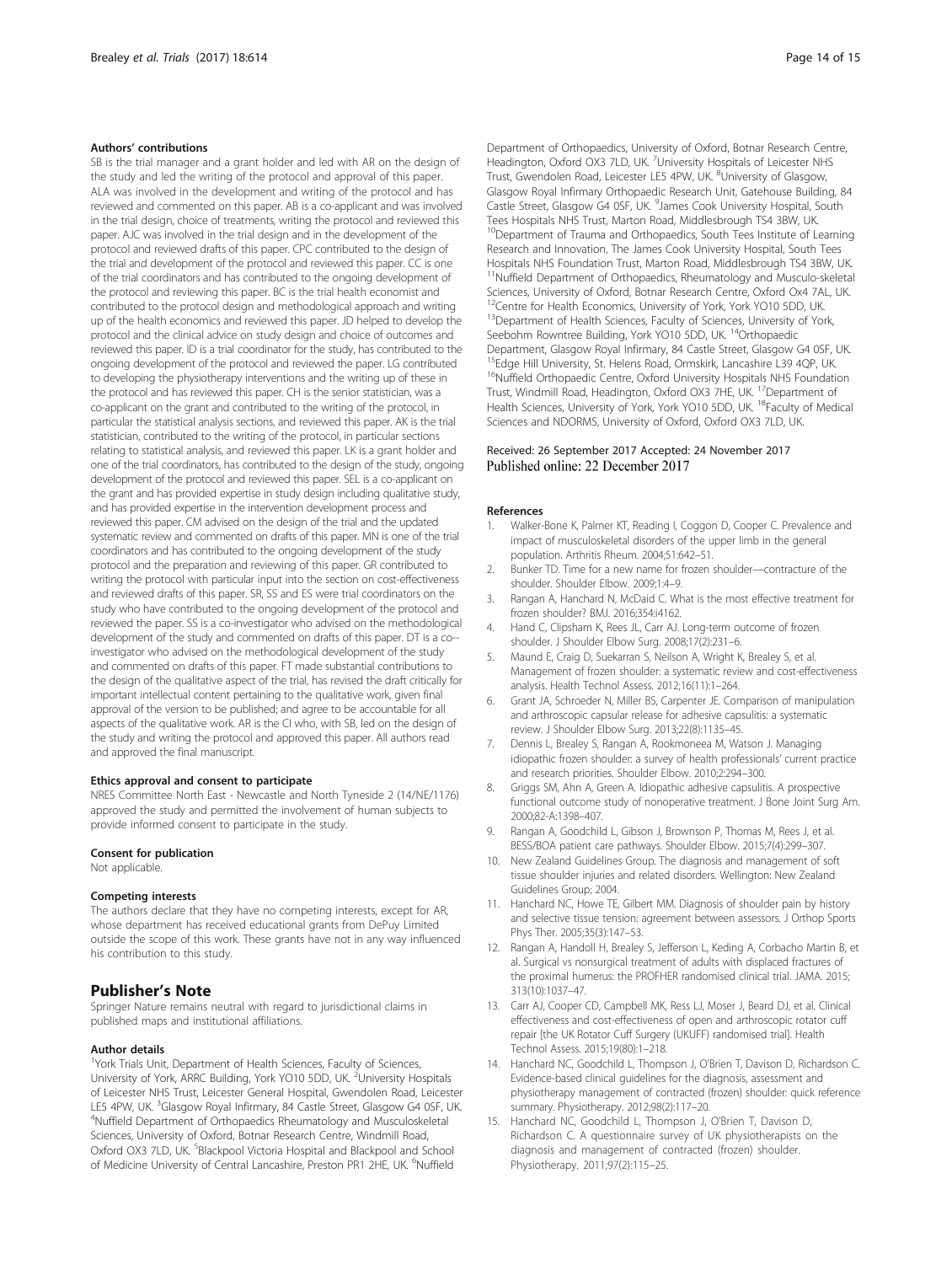### Authors' contributions

SB is the trial manager and a grant holder and led with AR on the design of the study and led the writing of the protocol and approval of this paper. ALA was involved in the development and writing of the protocol and has reviewed and commented on this paper. AB is a co-applicant and was involved in the trial design, choice of treatments, writing the protocol and reviewed this paper. AJC was involved in the trial design and in the development of the protocol and reviewed drafts of this paper. CPC contributed to the design of the trial and development of the protocol and reviewed this paper. CC is one of the trial coordinators and has contributed to the ongoing development of the protocol and reviewing this paper. BC is the trial health economist and contributed to the protocol design and methodological approach and writing up of the health economics and reviewed this paper. JD helped to develop the protocol and the clinical advice on study design and choice of outcomes and reviewed this paper. ID is a trial coordinator for the study, has contributed to the ongoing development of the protocol and reviewed the paper. LG contributed to developing the physiotherapy interventions and the writing up of these in the protocol and has reviewed this paper. CH is the senior statistician, was a co-applicant on the grant and contributed to the writing of the protocol, in particular the statistical analysis sections, and reviewed this paper. AK is the trial statistician, contributed to the writing of the protocol, in particular sections relating to statistical analysis, and reviewed this paper. LK is a grant holder and one of the trial coordinators, has contributed to the design of the study, ongoing development of the protocol and reviewed this paper. SEL is a co-applicant on the grant and has provided expertise in study design including qualitative study, and has provided expertise in the intervention development process and reviewed this paper. CM advised on the design of the trial and the updated systematic review and commented on drafts of this paper. MN is one of the trial coordinators and has contributed to the ongoing development of the study protocol and the preparation and reviewing of this paper. GR contributed to writing the protocol with particular input into the section on cost-effectiveness and reviewed drafts of this paper. SR, SS and ES were trial coordinators on the study who have contributed to the ongoing development of the protocol and reviewed the paper. SS is a co-investigator who advised on the methodological development of the study and commented on drafts of this paper. DT is a co--investigator who advised on the methodological development of the study and commented on drafts of this paper. FT made substantial contributions to the design of the qualitative aspect of the trial, has revised the draft critically for important intellectual content pertaining to the qualitative work, given final approval of the version to be published; and agree to be accountable for all aspects of the qualitative work. AR is the CI who, with SB, led on the design of the study and writing the protocol and approved this paper. All authors read and approved the final manuscript.

### Ethics approval and consent to participate

NRES Committee North East - Newcastle and North Tyneside 2 (14/NE/1176) approved the study and permitted the involvement of human subjects to provide informed consent to participate in the study.

### Consent for publication

Not applicable.

### Competing interests

The authors declare that they have no competing interests, except for AR, whose department has received educational grants from DePuy Limited outside the scope of this work. These grants have not in any way influenced his contribution to this study.

## Publisher's Note

Springer Nature remains neutral with regard to jurisdictional claims in published maps and institutional affiliations.

### Author details

[1]York Trials Unit, Department of Health Sciences, Faculty of Sciences, University of York, ARRC Building, York YO10 5DD, UK. [2]University Hospitals of Leicester NHS Trust, Leicester General Hospital, Gwendolen Road, Leicester LE5 4PW, UK. [3]Glasgow Royal Infirmary, 84 Castle Street, Glasgow G4 0SF, UK. [4]Nuffield Department of Orthopaedics Rheumatology and Musculoskeletal Sciences, University of Oxford, Botnar Research Centre, Windmill Road, Oxford OX3 7LD, UK. [5]Blackpool Victoria Hospital and Blackpool and School of Medicine University of Central Lancashire, Preston PR1 2HE, UK. [6]Nuffield Department of Orthopaedics, University of Oxford, Botnar Research Centre, Headington, Oxford OX3 7LD, UK. [7]University Hospitals of Leicester NHS Trust, Gwendolen Road, Leicester LE5 4PW, UK. [8]University of Glasgow, Glasgow Royal Infirmary Orthopaedic Research Unit, Gatehouse Building, 84 Castle Street, Glasgow G4 0SF, UK. [9]James Cook University Hospital, South Tees Hospitals NHS Trust, Marton Road, Middlesbrough TS4 3BW, UK. [10]Department of Trauma and Orthopaedics, South Tees Institute of Learning Research and Innovation, The James Cook University Hospital, South Tees Hospitals NHS Foundation Trust, Marton Road, Middlesbrough TS4 3BW, UK. [11]Nuffield Department of Orthopaedics, Rheumatology and Musculo-skeletal Sciences, University of Oxford, Botnar Research Centre, Oxford Ox4 7AL, UK. [12]Centre for Health Economics, University of York, York YO10 5DD, UK. [13]Department of Health Sciences, Faculty of Sciences, University of York, Seebohm Rowntree Building, York YO10 5DD, UK. [14]Orthopaedic Department, Glasgow Royal Infirmary, 84 Castle Street, Glasgow G4 0SF, UK. [15]Edge Hill University, St. Helens Road, Ormskirk, Lancashire L39 4QP, UK. [16]Nuffield Orthopaedic Centre, Oxford University Hospitals NHS Foundation Trust, Windmill Road, Headington, Oxford OX3 7HE, UK. [17]Department of Health Sciences, University of York, York YO10 5DD, UK. [18]Faculty of Medical Sciences and NDORMS, University of Oxford, Oxford OX3 7LD, UK.

Received: 26 September 2017 Accepted: 24 November 2017
Published online: 22 December 2017

### References

1. Walker-Bone K, Palmer KT, Reading I, Coggon D, Cooper C. Prevalence and impact of musculoskeletal disorders of the upper limb in the general population. Arthritis Rheum. 2004;51:642–51.
2. Bunker TD. Time for a new name for frozen shoulder—contracture of the shoulder. Shoulder Elbow. 2009;1:4–9.
3. Rangan A, Hanchard N, McDaid C. What is the most effective treatment for frozen shoulder? BMJ. 2016;354:i4162.
4. Hand C, Clipsham K, Rees JL, Carr AJ. Long-term outcome of frozen shoulder. J Shoulder Elbow Surg. 2008;17(2):231–6.
5. Maund E, Craig D, Suekarran S, Neilson A, Wright K, Brealey S, et al. Management of frozen shoulder: a systematic review and cost-effectiveness analysis. Health Technol Assess. 2012;16(11):1–264.
6. Grant JA, Schroeder N, Miller BS, Carpenter JE. Comparison of manipulation and arthroscopic capsular release for adhesive capsulitis: a systematic review. J Shoulder Elbow Surg. 2013;22(8):1135–45.
7. Dennis L, Brealey S, Rangan A, Rookmoneea M, Watson J. Managing idiopathic frozen shoulder: a survey of health professionals' current practice and research priorities. Shoulder Elbow. 2010;2:294–300.
8. Griggs SM, Ahn A, Green A. Idiopathic adhesive capsulitis. A prospective functional outcome study of nonoperative treatment. J Bone Joint Surg Am. 2000;82-A:1398–407.
9. Rangan A, Goodchild L, Gibson J, Brownson P, Thomas M, Rees J, et al. BESS/BOA patient care pathways. Shoulder Elbow. 2015;7(4):299–307.
10. New Zealand Guidelines Group. The diagnosis and management of soft tissue shoulder injuries and related disorders. Wellington: New Zealand Guidelines Group; 2004.
11. Hanchard NC, Howe TE, Gilbert MM. Diagnosis of shoulder pain by history and selective tissue tension: agreement between assessors. J Orthop Sports Phys Ther. 2005;35(3):147–53.
12. Rangan A, Handoll H, Brealey S, Jefferson L, Keding A, Corbacho Martin B, et al. Surgical vs nonsurgical treatment of adults with displaced fractures of the proximal humerus: the PROFHER randomised clinical trial. JAMA. 2015; 313(10):1037–47.
13. Carr AJ, Cooper CD, Campbell MK, Rees JL, Moser J, Beard DJ, et al. Clinical effectiveness and cost-effectiveness of open and arthroscopic rotator cuff repair [the UK Rotator Cuff Surgery (UKUFF) randomised trial]. Health Technol Assess. 2015;19(80):1–218.
14. Hanchard NC, Goodchild L, Thompson J, O'Brien T, Davison D, Richardson C. Evidence-based clinical guidelines for the diagnosis, assessment and physiotherapy management of contracted (frozen) shoulder: quick reference summary. Physiotherapy. 2012;98(2):117–20.
15. Hanchard NC, Goodchild L, Thompson J, O'Brien T, Davison D, Richardson C. A questionnaire survey of UK physiotherapists on the diagnosis and management of contracted (frozen) shoulder. Physiotherapy. 2011;97(2):115–25.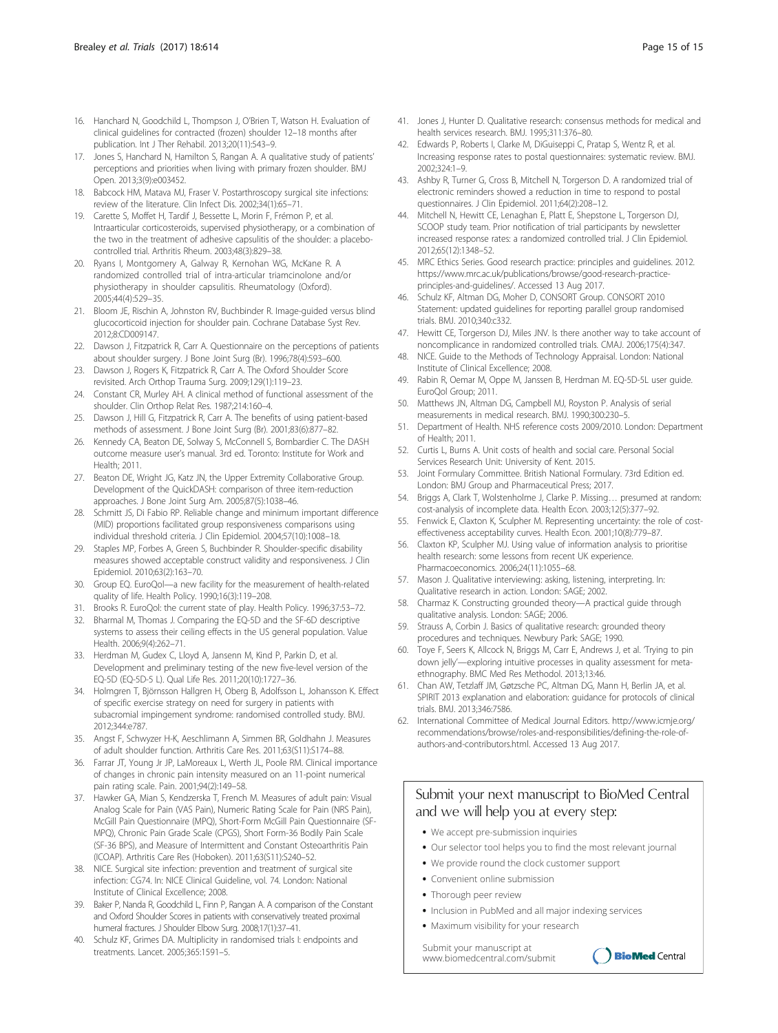16. Hanchard N, Goodchild L, Thompson J, O'Brien T, Watson H. Evaluation of clinical guidelines for contracted (frozen) shoulder 12–18 months after publication. Int J Ther Rehabil. 2013;20(11):543–9.
17. Jones S, Hanchard N, Hamilton S, Rangan A. A qualitative study of patients' perceptions and priorities when living with primary frozen shoulder. BMJ Open. 2013;3(9):e003452.
18. Babcock HM, Matava MJ, Fraser V. Postarthroscopy surgical site infections: review of the literature. Clin Infect Dis. 2002;34(1):65–71.
19. Carette S, Moffet H, Tardif J, Bessette L, Morin F, Frémon P, et al. Intraarticular corticosteroids, supervised physiotherapy, or a combination of the two in the treatment of adhesive capsulitis of the shoulder: a placebo-controlled trial. Arthritis Rheum. 2003;48(3):829–38.
20. Ryans I, Montgomery A, Galway R, Kernohan WG, McKane R. A randomized controlled trial of intra-articular triamcinolone and/or physiotherapy in shoulder capsulitis. Rheumatology (Oxford). 2005;44(4):529–35.
21. Bloom JE, Rischin A, Johnston RV, Buchbinder R. Image-guided versus blind glucocorticoid injection for shoulder pain. Cochrane Database Syst Rev. 2012;8:CD009147.
22. Dawson J, Fitzpatrick R, Carr A. Questionnaire on the perceptions of patients about shoulder surgery. J Bone Joint Surg (Br). 1996;78(4):593–600.
23. Dawson J, Rogers K, Fitzpatrick R, Carr A. The Oxford Shoulder Score revisited. Arch Orthop Trauma Surg. 2009;129(1):119–23.
24. Constant CR, Murley AH. A clinical method of functional assessment of the shoulder. Clin Orthop Relat Res. 1987;214:160–4.
25. Dawson J, Hill G, Fitzpatrick R, Carr A. The benefits of using patient-based methods of assessment. J Bone Joint Surg (Br). 2001;83(6):877–82.
26. Kennedy CA, Beaton DE, Solway S, McConnell S, Bombardier C. The DASH outcome measure user's manual. 3rd ed. Toronto: Institute for Work and Health; 2011.
27. Beaton DE, Wright JG, Katz JN, the Upper Extremity Collaborative Group. Development of the QuickDASH: comparison of three item-reduction approaches. J Bone Joint Surg Am. 2005;87(5):1038–46.
28. Schmitt JS, Di Fabio RP. Reliable change and minimum important difference (MID) proportions facilitated group responsiveness comparisons using individual threshold criteria. J Clin Epidemiol. 2004;57(10):1008–18.
29. Staples MP, Forbes A, Green S, Buchbinder R. Shoulder-specific disability measures showed acceptable construct validity and responsiveness. J Clin Epidemiol. 2010;63(2):163–70.
30. Group EQ. EuroQol—a new facility for the measurement of health-related quality of life. Health Policy. 1990;16(3):119–208.
31. Brooks R. EuroQol: the current state of play. Health Policy. 1996;37:53–72.
32. Bharmal M, Thomas J. Comparing the EQ-5D and the SF-6D descriptive systems to assess their ceiling effects in the US general population. Value Health. 2006;9(4):262–71.
33. Herdman M, Gudex C, Lloyd A, Jansenn M, Kind P, Parkin D, et al. Development and preliminary testing of the new five-level version of the EQ-5D (EQ-5D-5 L). Qual Life Res. 2011;20(10):1727–36.
34. Holmgren T, Björnsson Hallgren H, Oberg B, Adolfsson L, Johansson K. Effect of specific exercise strategy on need for surgery in patients with subacromial impingement syndrome: randomised controlled study. BMJ. 2012;344:e787.
35. Angst F, Schwyzer H-K, Aeschlimann A, Simmen BR, Goldhahn J. Measures of adult shoulder function. Arthritis Care Res. 2011;63(S11):S174–88.
36. Farrar JT, Young Jr JP, LaMoreaux L, Werth JL, Poole RM. Clinical importance of changes in chronic pain intensity measured on an 11-point numerical pain rating scale. Pain. 2001;94(2):149–58.
37. Hawker GA, Mian S, Kendzerska T, French M. Measures of adult pain: Visual Analog Scale for Pain (VAS Pain), Numeric Rating Scale for Pain (NRS Pain), McGill Pain Questionnaire (MPQ), Short-Form McGill Pain Questionnaire (SF-MPQ), Chronic Pain Grade Scale (CPGS), Short Form-36 Bodily Pain Scale (SF-36 BPS), and Measure of Intermittent and Constant Osteoarthritis Pain (ICOAP). Arthritis Care Res (Hoboken). 2011;63(S11):S240–52.
38. NICE. Surgical site infection: prevention and treatment of surgical site infection: CG74. In: NICE Clinical Guideline, vol. 74. London: National Institute of Clinical Excellence; 2008.
39. Baker P, Nanda R, Goodchild L, Finn P, Rangan A. A comparison of the Constant and Oxford Shoulder Scores in patients with conservatively treated proximal humeral fractures. J Shoulder Elbow Surg. 2008;17(1):37–41.
40. Schulz KF, Grimes DA. Multiplicity in randomised trials I: endpoints and treatments. Lancet. 2005;365:1591–5.
41. Jones J, Hunter D. Qualitative research: consensus methods for medical and health services research. BMJ. 1995;311:376–80.
42. Edwards P, Roberts I, Clarke M, DiGuiseppi C, Pratap S, Wentz R, et al. Increasing response rates to postal questionnaires: systematic review. BMJ. 2002;324:1–9.
43. Ashby R, Turner G, Cross B, Mitchell N, Torgerson D. A randomized trial of electronic reminders showed a reduction in time to respond to postal questionnaires. J Clin Epidemiol. 2011;64(2):208–12.
44. Mitchell N, Hewitt CE, Lenaghan E, Platt E, Shepstone L, Torgerson DJ, SCOOP study team. Prior notification of trial participants by newsletter increased response rates: a randomized controlled trial. J Clin Epidemiol. 2012;65(12):1348–52.
45. MRC Ethics Series. Good research practice: principles and guidelines. 2012. https://www.mrc.ac.uk/publications/browse/good-research-practice-principles-and-guidelines/. Accessed 13 Aug 2017.
46. Schulz KF, Altman DG, Moher D, CONSORT Group. CONSORT 2010 Statement: updated guidelines for reporting parallel group randomised trials. BMJ. 2010;340:c332.
47. Hewitt CE, Torgerson DJ, Miles JNV. Is there another way to take account of noncompliance in randomized controlled trials. CMAJ. 2006;175(4):347.
48. NICE. Guide to the Methods of Technology Appraisal. London: National Institute of Clinical Excellence; 2008.
49. Rabin R, Oemar M, Oppe M, Janssen B, Herdman M. EQ-5D-5L user guide. EuroQol Group; 2011.
50. Matthews JN, Altman DG, Campbell MJ, Royston P. Analysis of serial measurements in medical research. BMJ. 1990;300:230–5.
51. Department of Health. NHS reference costs 2009/2010. London: Department of Health; 2011.
52. Curtis L, Burns A. Unit costs of health and social care. Personal Social Services Research Unit: University of Kent. 2015.
53. Joint Formulary Committee. British National Formulary. 73rd Edition ed. London: BMJ Group and Pharmaceutical Press; 2017.
54. Briggs A, Clark T, Wolstenholme J, Clarke P. Missing… presumed at random: cost-analysis of incomplete data. Health Econ. 2003;12(5):377–92.
55. Fenwick E, Claxton K, Sculpher M. Representing uncertainty: the role of cost-effectiveness acceptability curves. Health Econ. 2001;10(8):779–87.
56. Claxton KP, Sculpher MJ. Using value of information analysis to prioritise health research: some lessons from recent UK experience. Pharmacoeconomics. 2006;24(11):1055–68.
57. Mason J. Qualitative interviewing: asking, listening, interpreting. In: Qualitative research in action. London: SAGE; 2002.
58. Charmaz K. Constructing grounded theory—A practical guide through qualitative analysis. London: SAGE; 2006.
59. Strauss A, Corbin J. Basics of qualitative research: grounded theory procedures and techniques. Newbury Park: SAGE; 1990.
60. Toye F, Seers K, Allcock N, Briggs M, Carr E, Andrews J, et al. 'Trying to pin down jelly'—exploring intuitive processes in quality assessment for meta-ethnography. BMC Med Res Methodol. 2013;13:46.
61. Chan AW, Tetzlaff JM, Gøtzsche PC, Altman DG, Mann H, Berlin JA, et al. SPIRIT 2013 explanation and elaboration: guidance for protocols of clinical trials. BMJ. 2013;346:7586.
62. International Committee of Medical Journal Editors. http://www.icmje.org/recommendations/browse/roles-and-responsibilities/defining-the-role-of-authors-and-contributors.html. Accessed 13 Aug 2017.

Submit your next manuscript to BioMed Central and we will help you at every step:

- We accept pre-submission inquiries
- Our selector tool helps you to find the most relevant journal
- We provide round the clock customer support
- Convenient online submission
- Thorough peer review
- Inclusion in PubMed and all major indexing services
- Maximum visibility for your research

Submit your manuscript at www.biomedcentral.com/submit

BioMed Central